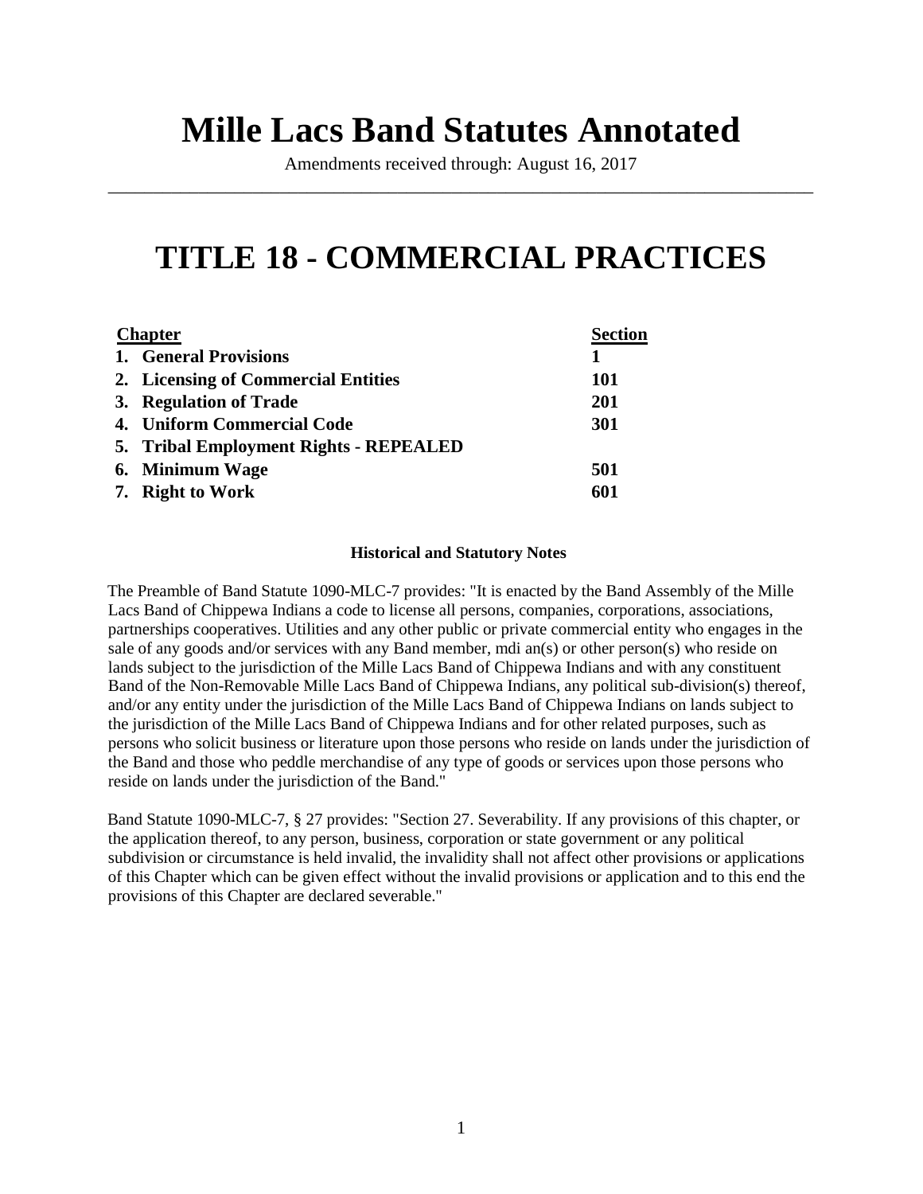# Mille Lacs Band Statutes Annotated

Amendments received through: August 16, 2017

# TITLE 18 - COMMERCIAL PRACTICES

| Chapter | Section |
|---|---|
| **1. General Provisions** | **1** |
| **2. Licensing of Commercial Entities** | **101** |
| **3. Regulation of Trade** | **201** |
| **4. Uniform Commercial Code** | **301** |
| **5. Tribal Employment Rights - REPEALED** | |
| **6. Minimum Wage** | **501** |
| **7. Right to Work** | **601** |

**Historical and Statutory Notes**

The Preamble of Band Statute 1090-MLC-7 provides: "It is enacted by the Band Assembly of the Mille Lacs Band of Chippewa Indians a code to license all persons, companies, corporations, associations, partnerships cooperatives. Utilities and any other public or private commercial entity who engages in the sale of any goods and/or services with any Band member, mdi an(s) or other person(s) who reside on lands subject to the jurisdiction of the Mille Lacs Band of Chippewa Indians and with any constituent Band of the Non-Removable Mille Lacs Band of Chippewa Indians, any political sub-division(s) thereof, and/or any entity under the jurisdiction of the Mille Lacs Band of Chippewa Indians on lands subject to the jurisdiction of the Mille Lacs Band of Chippewa Indians and for other related purposes, such as persons who solicit business or literature upon those persons who reside on lands under the jurisdiction of the Band and those who peddle merchandise of any type of goods or services upon those persons who reside on lands under the jurisdiction of the Band."

Band Statute 1090-MLC-7, § 27 provides: "Section 27. Severability. If any provisions of this chapter, or the application thereof, to any person, business, corporation or state government or any political subdivision or circumstance is held invalid, the invalidity shall not affect other provisions or applications of this Chapter which can be given effect without the invalid provisions or application and to this end the provisions of this Chapter are declared severable."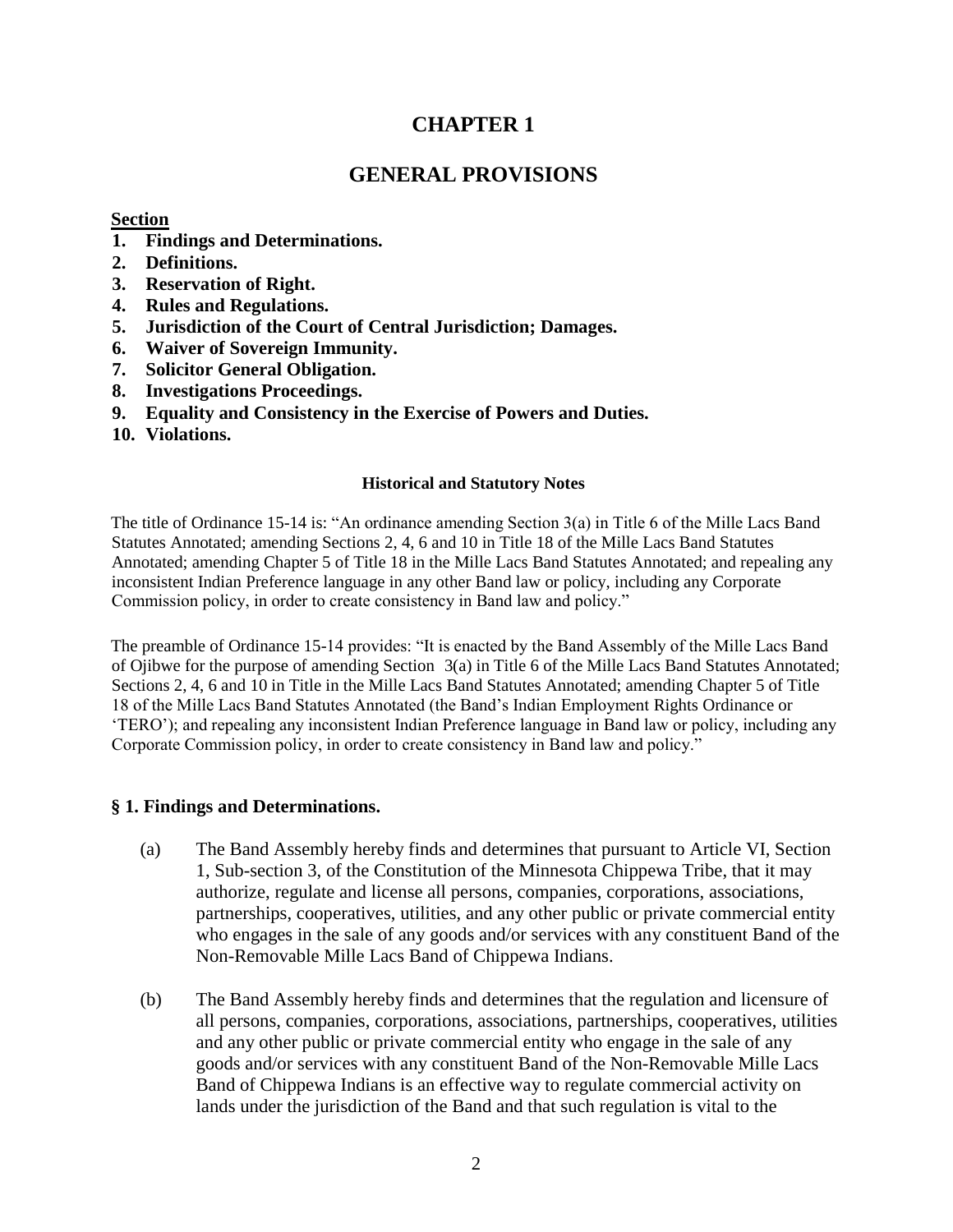# CHAPTER 1

## GENERAL PROVISIONS

**Section**

1. **Findings and Determinations.**
2. **Definitions.**
3. **Reservation of Right.**
4. **Rules and Regulations.**
5. **Jurisdiction of the Court of Central Jurisdiction; Damages.**
6. **Waiver of Sovereign Immunity.**
7. **Solicitor General Obligation.**
8. **Investigations Proceedings.**
9. **Equality and Consistency in the Exercise of Powers and Duties.**
10. **Violations.**

**Historical and Statutory Notes**

The title of Ordinance 15-14 is: "An ordinance amending Section 3(a) in Title 6 of the Mille Lacs Band Statutes Annotated; amending Sections 2, 4, 6 and 10 in Title 18 of the Mille Lacs Band Statutes Annotated; amending Chapter 5 of Title 18 in the Mille Lacs Band Statutes Annotated; and repealing any inconsistent Indian Preference language in any other Band law or policy, including any Corporate Commission policy, in order to create consistency in Band law and policy."

The preamble of Ordinance 15-14 provides: "It is enacted by the Band Assembly of the Mille Lacs Band of Ojibwe for the purpose of amending Section 3(a) in Title 6 of the Mille Lacs Band Statutes Annotated; Sections 2, 4, 6 and 10 in Title in the Mille Lacs Band Statutes Annotated; amending Chapter 5 of Title 18 of the Mille Lacs Band Statutes Annotated (the Band's Indian Employment Rights Ordinance or 'TERO'); and repealing any inconsistent Indian Preference language in Band law or policy, including any Corporate Commission policy, in order to create consistency in Band law and policy."

### § 1. Findings and Determinations.

(a) The Band Assembly hereby finds and determines that pursuant to Article VI, Section 1, Sub-section 3, of the Constitution of the Minnesota Chippewa Tribe, that it may authorize, regulate and license all persons, companies, corporations, associations, partnerships, cooperatives, utilities, and any other public or private commercial entity who engages in the sale of any goods and/or services with any constituent Band of the Non-Removable Mille Lacs Band of Chippewa Indians.

(b) The Band Assembly hereby finds and determines that the regulation and licensure of all persons, companies, corporations, associations, partnerships, cooperatives, utilities and any other public or private commercial entity who engage in the sale of any goods and/or services with any constituent Band of the Non-Removable Mille Lacs Band of Chippewa Indians is an effective way to regulate commercial activity on lands under the jurisdiction of the Band and that such regulation is vital to the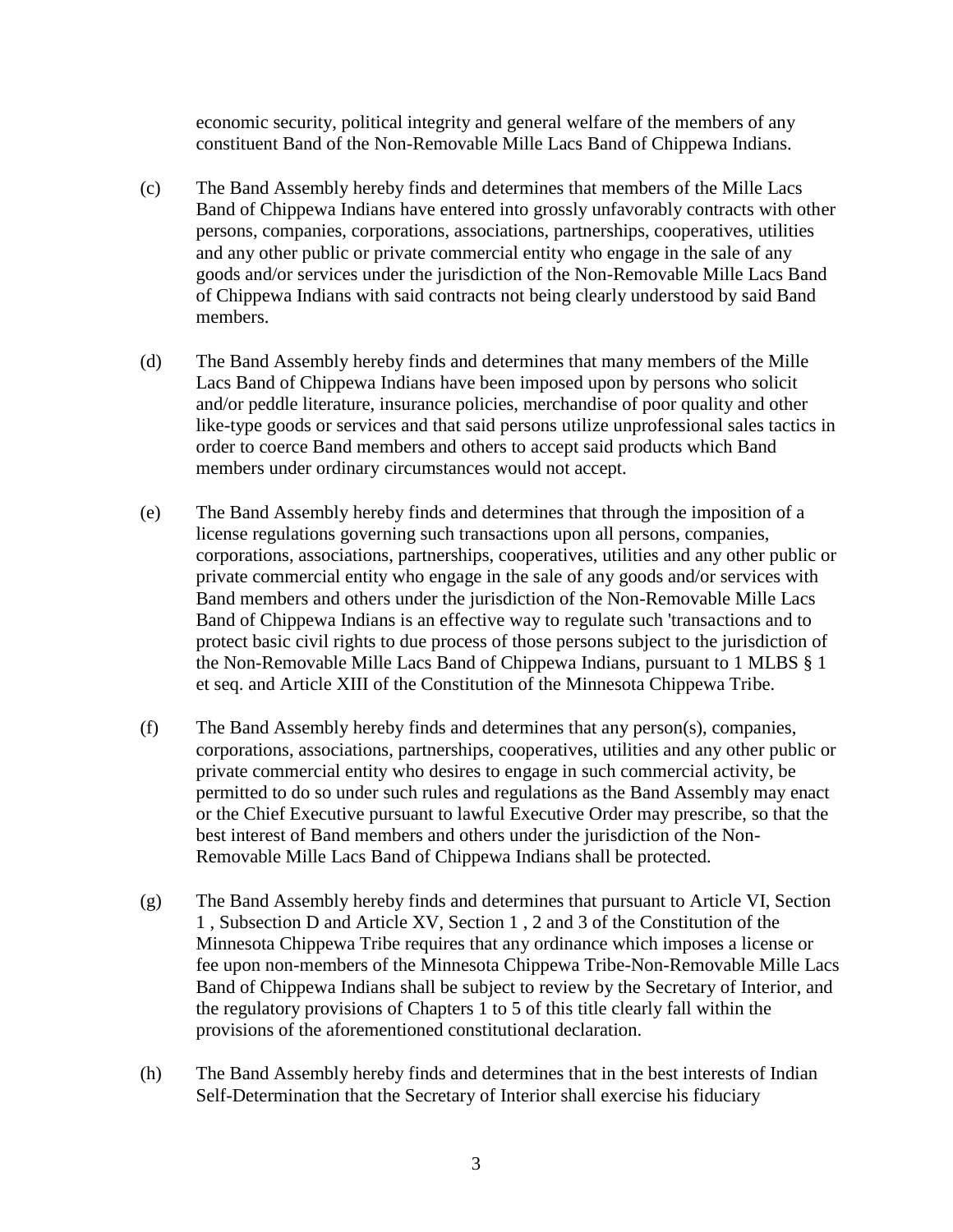economic security, political integrity and general welfare of the members of any constituent Band of the Non-Removable Mille Lacs Band of Chippewa Indians.

(c) The Band Assembly hereby finds and determines that members of the Mille Lacs Band of Chippewa Indians have entered into grossly unfavorably contracts with other persons, companies, corporations, associations, partnerships, cooperatives, utilities and any other public or private commercial entity who engage in the sale of any goods and/or services under the jurisdiction of the Non-Removable Mille Lacs Band of Chippewa Indians with said contracts not being clearly understood by said Band members.

(d) The Band Assembly hereby finds and determines that many members of the Mille Lacs Band of Chippewa Indians have been imposed upon by persons who solicit and/or peddle literature, insurance policies, merchandise of poor quality and other like-type goods or services and that said persons utilize unprofessional sales tactics in order to coerce Band members and others to accept said products which Band members under ordinary circumstances would not accept.

(e) The Band Assembly hereby finds and determines that through the imposition of a license regulations governing such transactions upon all persons, companies, corporations, associations, partnerships, cooperatives, utilities and any other public or private commercial entity who engage in the sale of any goods and/or services with Band members and others under the jurisdiction of the Non-Removable Mille Lacs Band of Chippewa Indians is an effective way to regulate such 'transactions and to protect basic civil rights to due process of those persons subject to the jurisdiction of the Non-Removable Mille Lacs Band of Chippewa Indians, pursuant to 1 MLBS § 1 et seq. and Article XIII of the Constitution of the Minnesota Chippewa Tribe.

(f) The Band Assembly hereby finds and determines that any person(s), companies, corporations, associations, partnerships, cooperatives, utilities and any other public or private commercial entity who desires to engage in such commercial activity, be permitted to do so under such rules and regulations as the Band Assembly may enact or the Chief Executive pursuant to lawful Executive Order may prescribe, so that the best interest of Band members and others under the jurisdiction of the Non-Removable Mille Lacs Band of Chippewa Indians shall be protected.

(g) The Band Assembly hereby finds and determines that pursuant to Article VI, Section 1 , Subsection D and Article XV, Section 1 , 2 and 3 of the Constitution of the Minnesota Chippewa Tribe requires that any ordinance which imposes a license or fee upon non-members of the Minnesota Chippewa Tribe-Non-Removable Mille Lacs Band of Chippewa Indians shall be subject to review by the Secretary of Interior, and the regulatory provisions of Chapters 1 to 5 of this title clearly fall within the provisions of the aforementioned constitutional declaration.

(h) The Band Assembly hereby finds and determines that in the best interests of Indian Self-Determination that the Secretary of Interior shall exercise his fiduciary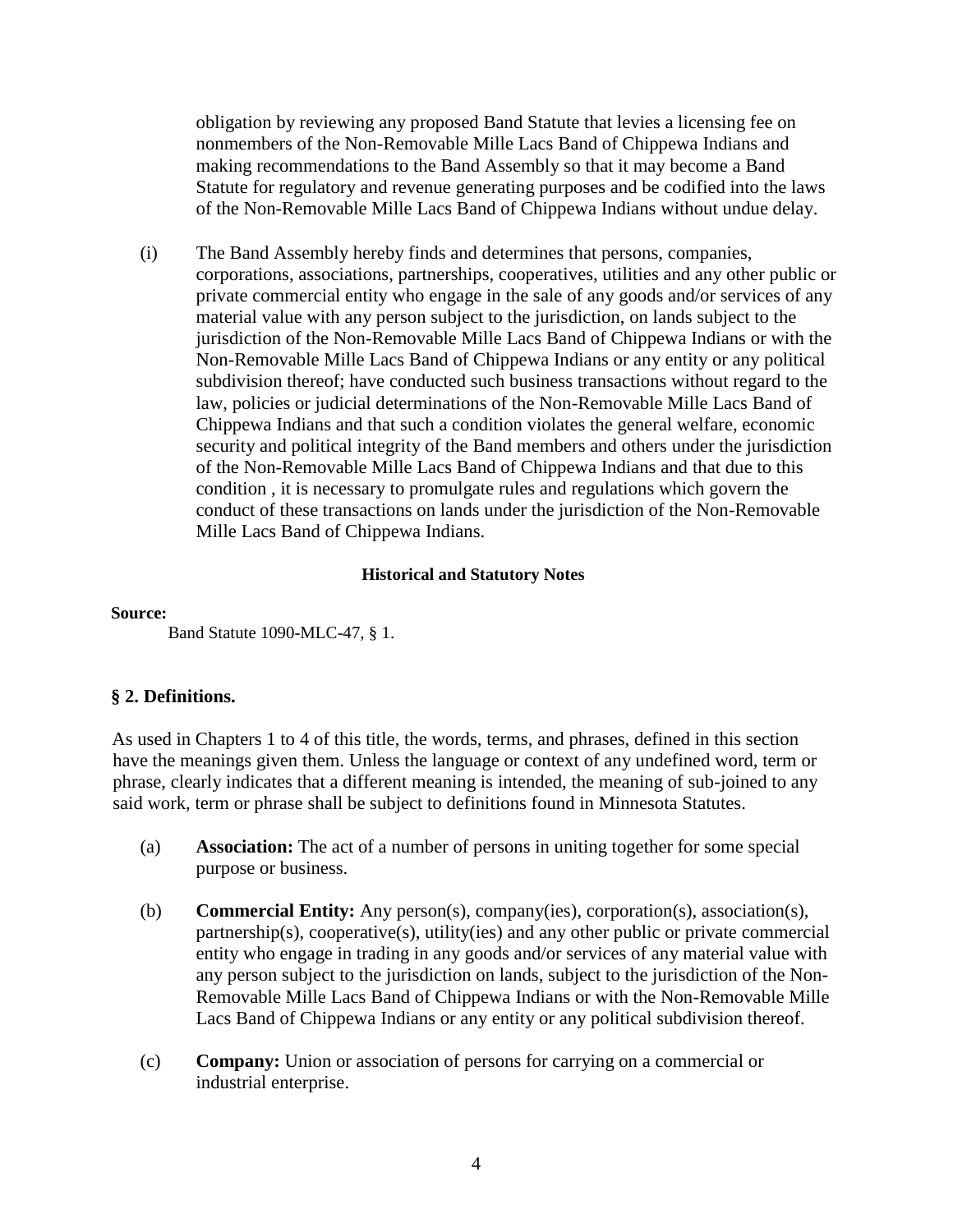obligation by reviewing any proposed Band Statute that levies a licensing fee on nonmembers of the Non-Removable Mille Lacs Band of Chippewa Indians and making recommendations to the Band Assembly so that it may become a Band Statute for regulatory and revenue generating purposes and be codified into the laws of the Non-Removable Mille Lacs Band of Chippewa Indians without undue delay.

(i) The Band Assembly hereby finds and determines that persons, companies, corporations, associations, partnerships, cooperatives, utilities and any other public or private commercial entity who engage in the sale of any goods and/or services of any material value with any person subject to the jurisdiction, on lands subject to the jurisdiction of the Non-Removable Mille Lacs Band of Chippewa Indians or with the Non-Removable Mille Lacs Band of Chippewa Indians or any entity or any political subdivision thereof; have conducted such business transactions without regard to the law, policies or judicial determinations of the Non-Removable Mille Lacs Band of Chippewa Indians and that such a condition violates the general welfare, economic security and political integrity of the Band members and others under the jurisdiction of the Non-Removable Mille Lacs Band of Chippewa Indians and that due to this condition , it is necessary to promulgate rules and regulations which govern the conduct of these transactions on lands under the jurisdiction of the Non-Removable Mille Lacs Band of Chippewa Indians.

**Historical and Statutory Notes**

**Source:**

Band Statute 1090-MLC-47, § 1.

### § 2. Definitions.

As used in Chapters 1 to 4 of this title, the words, terms, and phrases, defined in this section have the meanings given them. Unless the language or context of any undefined word, term or phrase, clearly indicates that a different meaning is intended, the meaning of sub-joined to any said work, term or phrase shall be subject to definitions found in Minnesota Statutes.

(a) **Association:** The act of a number of persons in uniting together for some special purpose or business.

(b) **Commercial Entity:** Any person(s), company(ies), corporation(s), association(s), partnership(s), cooperative(s), utility(ies) and any other public or private commercial entity who engage in trading in any goods and/or services of any material value with any person subject to the jurisdiction on lands, subject to the jurisdiction of the Non-Removable Mille Lacs Band of Chippewa Indians or with the Non-Removable Mille Lacs Band of Chippewa Indians or any entity or any political subdivision thereof.

(c) **Company:** Union or association of persons for carrying on a commercial or industrial enterprise.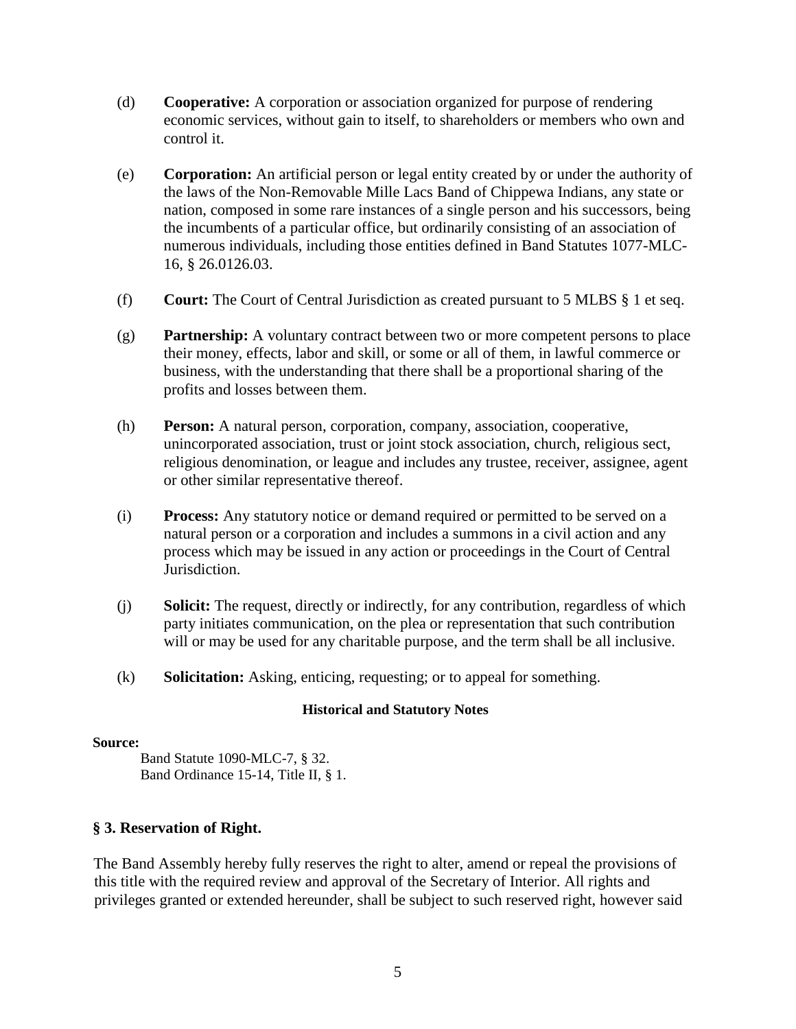(d) **Cooperative:** A corporation or association organized for purpose of rendering economic services, without gain to itself, to shareholders or members who own and control it.

(e) **Corporation:** An artificial person or legal entity created by or under the authority of the laws of the Non-Removable Mille Lacs Band of Chippewa Indians, any state or nation, composed in some rare instances of a single person and his successors, being the incumbents of a particular office, but ordinarily consisting of an association of numerous individuals, including those entities defined in Band Statutes 1077-MLC-16, § 26.0126.03.

(f) **Court:** The Court of Central Jurisdiction as created pursuant to 5 MLBS § 1 et seq.

(g) **Partnership:** A voluntary contract between two or more competent persons to place their money, effects, labor and skill, or some or all of them, in lawful commerce or business, with the understanding that there shall be a proportional sharing of the profits and losses between them.

(h) **Person:** A natural person, corporation, company, association, cooperative, unincorporated association, trust or joint stock association, church, religious sect, religious denomination, or league and includes any trustee, receiver, assignee, agent or other similar representative thereof.

(i) **Process:** Any statutory notice or demand required or permitted to be served on a natural person or a corporation and includes a summons in a civil action and any process which may be issued in any action or proceedings in the Court of Central Jurisdiction.

(j) **Solicit:** The request, directly or indirectly, for any contribution, regardless of which party initiates communication, on the plea or representation that such contribution will or may be used for any charitable purpose, and the term shall be all inclusive.

(k) **Solicitation:** Asking, enticing, requesting; or to appeal for something.

**Historical and Statutory Notes**

**Source:**

Band Statute 1090-MLC-7, § 32.
Band Ordinance 15-14, Title II, § 1.

### § 3. Reservation of Right.

The Band Assembly hereby fully reserves the right to alter, amend or repeal the provisions of this title with the required review and approval of the Secretary of Interior. All rights and privileges granted or extended hereunder, shall be subject to such reserved right, however said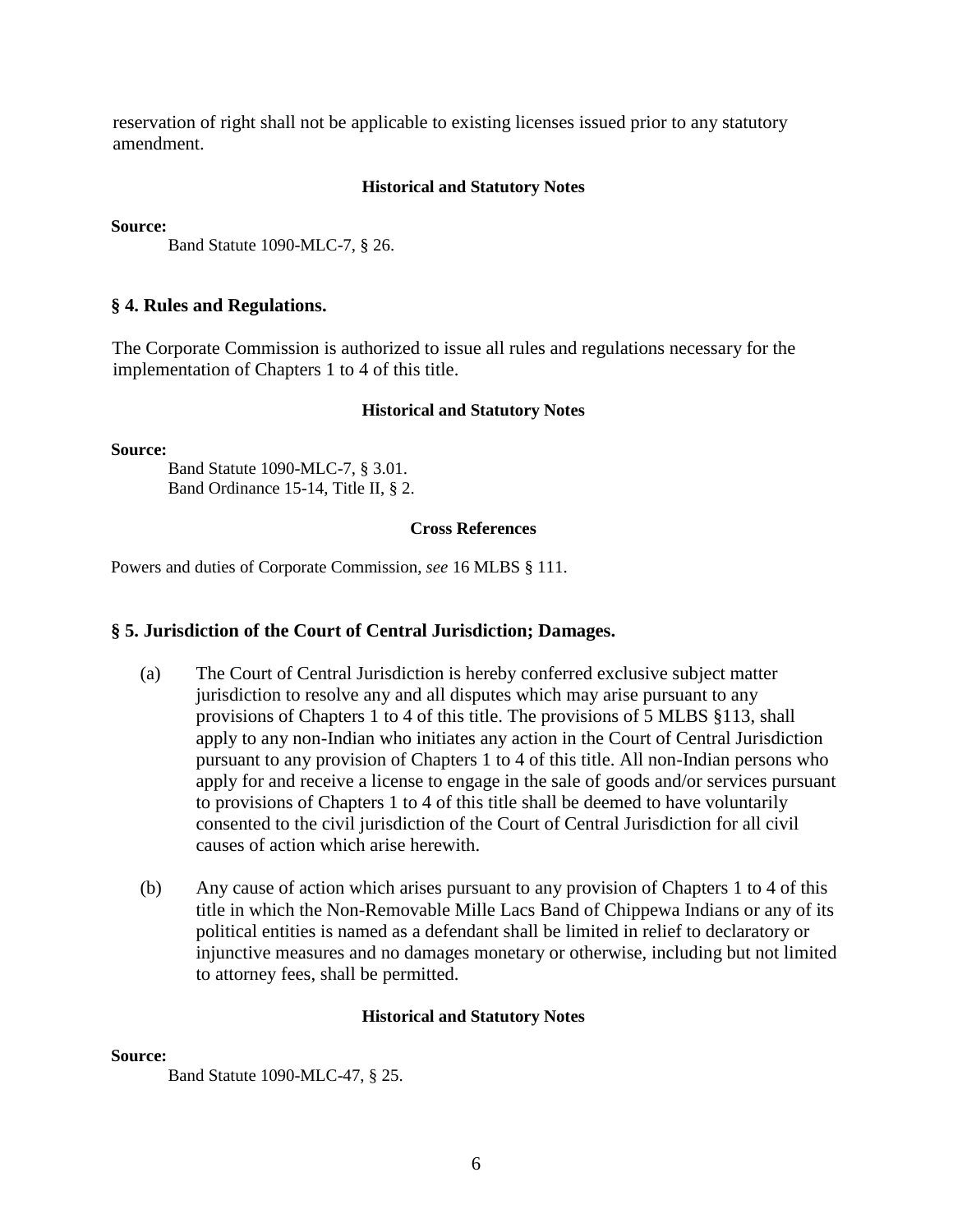reservation of right shall not be applicable to existing licenses issued prior to any statutory amendment.

**Historical and Statutory Notes**

**Source:**

Band Statute 1090-MLC-7, § 26.

## § 4. Rules and Regulations.

The Corporate Commission is authorized to issue all rules and regulations necessary for the implementation of Chapters 1 to 4 of this title.

**Historical and Statutory Notes**

**Source:**

Band Statute 1090-MLC-7, § 3.01.
Band Ordinance 15-14, Title II, § 2.

**Cross References**

Powers and duties of Corporate Commission, *see* 16 MLBS § 111.

## § 5. Jurisdiction of the Court of Central Jurisdiction; Damages.

(a) The Court of Central Jurisdiction is hereby conferred exclusive subject matter jurisdiction to resolve any and all disputes which may arise pursuant to any provisions of Chapters 1 to 4 of this title. The provisions of 5 MLBS §113, shall apply to any non-Indian who initiates any action in the Court of Central Jurisdiction pursuant to any provision of Chapters 1 to 4 of this title. All non-Indian persons who apply for and receive a license to engage in the sale of goods and/or services pursuant to provisions of Chapters 1 to 4 of this title shall be deemed to have voluntarily consented to the civil jurisdiction of the Court of Central Jurisdiction for all civil causes of action which arise herewith.

(b) Any cause of action which arises pursuant to any provision of Chapters 1 to 4 of this title in which the Non-Removable Mille Lacs Band of Chippewa Indians or any of its political entities is named as a defendant shall be limited in relief to declaratory or injunctive measures and no damages monetary or otherwise, including but not limited to attorney fees, shall be permitted.

**Historical and Statutory Notes**

**Source:**

Band Statute 1090-MLC-47, § 25.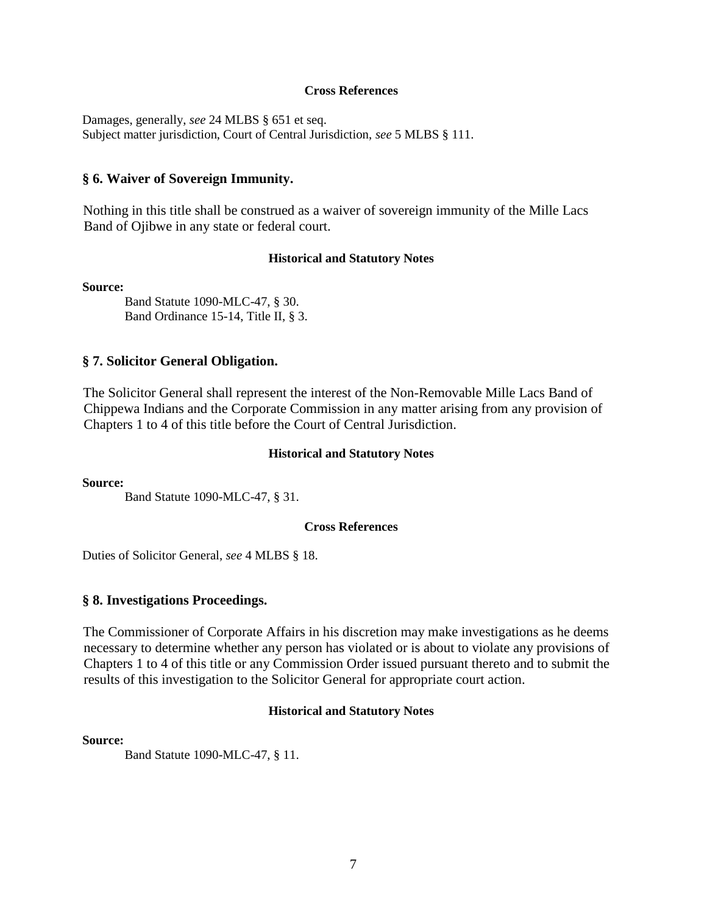#### Cross References

Damages, generally, *see* 24 MLBS § 651 et seq.
Subject matter jurisdiction, Court of Central Jurisdiction, *see* 5 MLBS § 111.

### § 6. Waiver of Sovereign Immunity.

Nothing in this title shall be construed as a waiver of sovereign immunity of the Mille Lacs Band of Ojibwe in any state or federal court.

#### Historical and Statutory Notes

**Source:**

Band Statute 1090-MLC-47, § 30.
Band Ordinance 15-14, Title II, § 3.

### § 7. Solicitor General Obligation.

The Solicitor General shall represent the interest of the Non-Removable Mille Lacs Band of Chippewa Indians and the Corporate Commission in any matter arising from any provision of Chapters 1 to 4 of this title before the Court of Central Jurisdiction.

#### Historical and Statutory Notes

**Source:**

Band Statute 1090-MLC-47, § 31.

#### Cross References

Duties of Solicitor General, *see* 4 MLBS § 18.

### § 8. Investigations Proceedings.

The Commissioner of Corporate Affairs in his discretion may make investigations as he deems necessary to determine whether any person has violated or is about to violate any provisions of Chapters 1 to 4 of this title or any Commission Order issued pursuant thereto and to submit the results of this investigation to the Solicitor General for appropriate court action.

#### Historical and Statutory Notes

**Source:**

Band Statute 1090-MLC-47, § 11.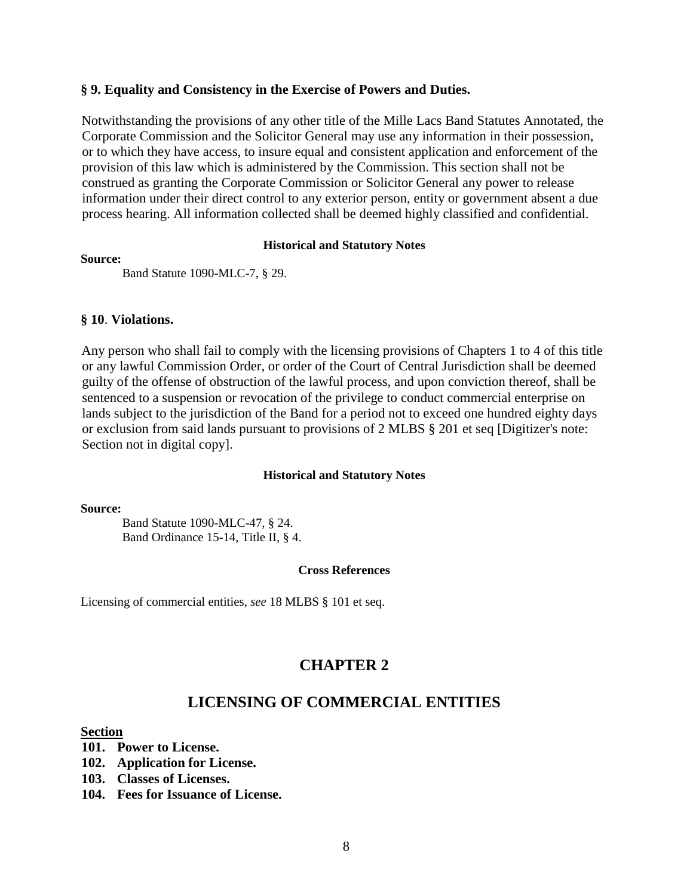### § 9. Equality and Consistency in the Exercise of Powers and Duties.

Notwithstanding the provisions of any other title of the Mille Lacs Band Statutes Annotated, the Corporate Commission and the Solicitor General may use any information in their possession, or to which they have access, to insure equal and consistent application and enforcement of the provision of this law which is administered by the Commission. This section shall not be construed as granting the Corporate Commission or Solicitor General any power to release information under their direct control to any exterior person, entity or government absent a due process hearing. All information collected shall be deemed highly classified and confidential.

**Historical and Statutory Notes**

**Source:**

Band Statute 1090-MLC-7, § 29.

### § 10. Violations.

Any person who shall fail to comply with the licensing provisions of Chapters 1 to 4 of this title or any lawful Commission Order, or order of the Court of Central Jurisdiction shall be deemed guilty of the offense of obstruction of the lawful process, and upon conviction thereof, shall be sentenced to a suspension or revocation of the privilege to conduct commercial enterprise on lands subject to the jurisdiction of the Band for a period not to exceed one hundred eighty days or exclusion from said lands pursuant to provisions of 2 MLBS § 201 et seq [Digitizer's note: Section not in digital copy].

**Historical and Statutory Notes**

**Source:**

Band Statute 1090-MLC-47, § 24.
Band Ordinance 15-14, Title II, § 4.

**Cross References**

Licensing of commercial entities, *see* 18 MLBS § 101 et seq.

## CHAPTER 2

## LICENSING OF COMMERCIAL ENTITIES

**Section**

**101. Power to License.**
**102. Application for License.**
**103. Classes of Licenses.**
**104. Fees for Issuance of License.**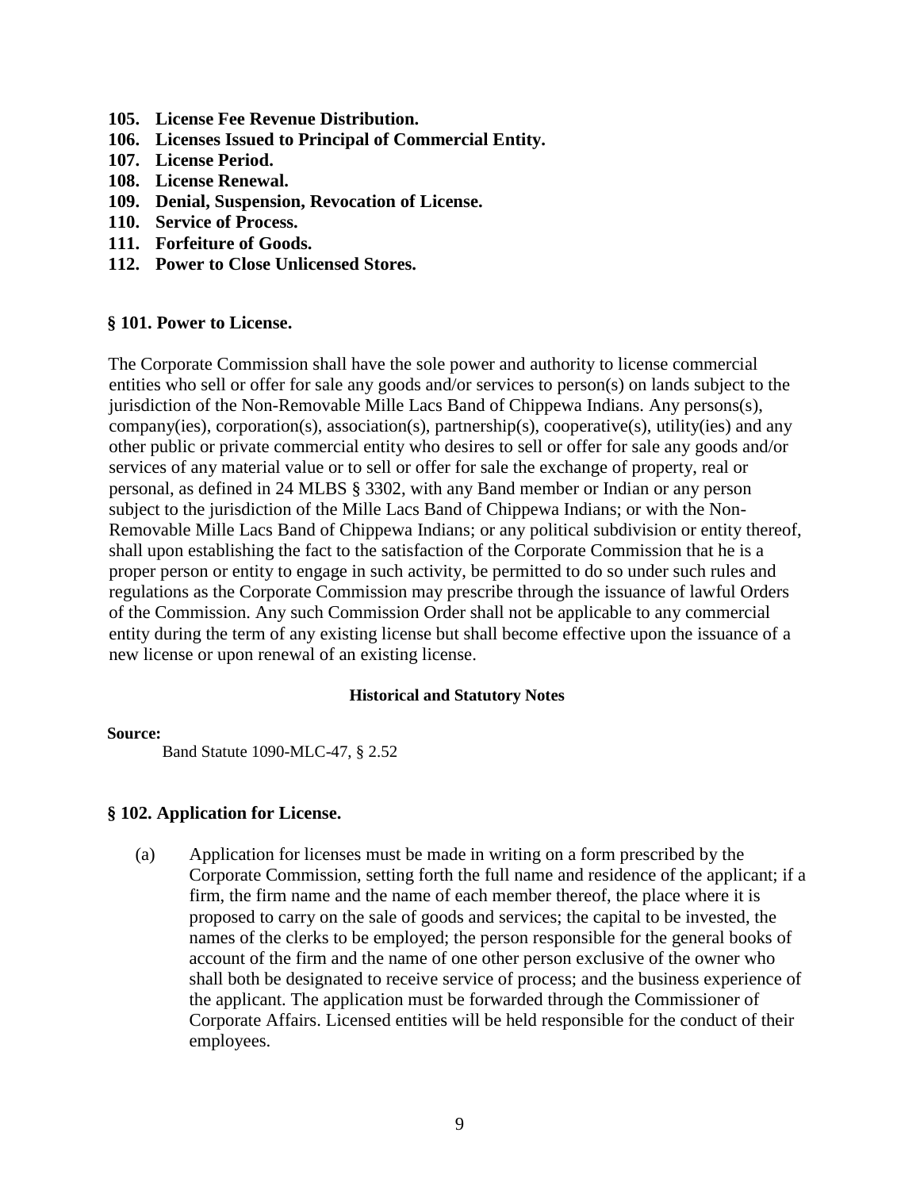**105. License Fee Revenue Distribution.**
**106. Licenses Issued to Principal of Commercial Entity.**
**107. License Period.**
**108. License Renewal.**
**109. Denial, Suspension, Revocation of License.**
**110. Service of Process.**
**111. Forfeiture of Goods.**
**112. Power to Close Unlicensed Stores.**

### § 101. Power to License.

The Corporate Commission shall have the sole power and authority to license commercial entities who sell or offer for sale any goods and/or services to person(s) on lands subject to the jurisdiction of the Non-Removable Mille Lacs Band of Chippewa Indians. Any persons(s), company(ies), corporation(s), association(s), partnership(s), cooperative(s), utility(ies) and any other public or private commercial entity who desires to sell or offer for sale any goods and/or services of any material value or to sell or offer for sale the exchange of property, real or personal, as defined in 24 MLBS § 3302, with any Band member or Indian or any person subject to the jurisdiction of the Mille Lacs Band of Chippewa Indians; or with the Non-Removable Mille Lacs Band of Chippewa Indians; or any political subdivision or entity thereof, shall upon establishing the fact to the satisfaction of the Corporate Commission that he is a proper person or entity to engage in such activity, be permitted to do so under such rules and regulations as the Corporate Commission may prescribe through the issuance of lawful Orders of the Commission. Any such Commission Order shall not be applicable to any commercial entity during the term of any existing license but shall become effective upon the issuance of a new license or upon renewal of an existing license.

**Historical and Statutory Notes**

**Source:**
Band Statute 1090-MLC-47, § 2.52

### § 102. Application for License.

(a) Application for licenses must be made in writing on a form prescribed by the Corporate Commission, setting forth the full name and residence of the applicant; if a firm, the firm name and the name of each member thereof, the place where it is proposed to carry on the sale of goods and services; the capital to be invested, the names of the clerks to be employed; the person responsible for the general books of account of the firm and the name of one other person exclusive of the owner who shall both be designated to receive service of process; and the business experience of the applicant. The application must be forwarded through the Commissioner of Corporate Affairs. Licensed entities will be held responsible for the conduct of their employees.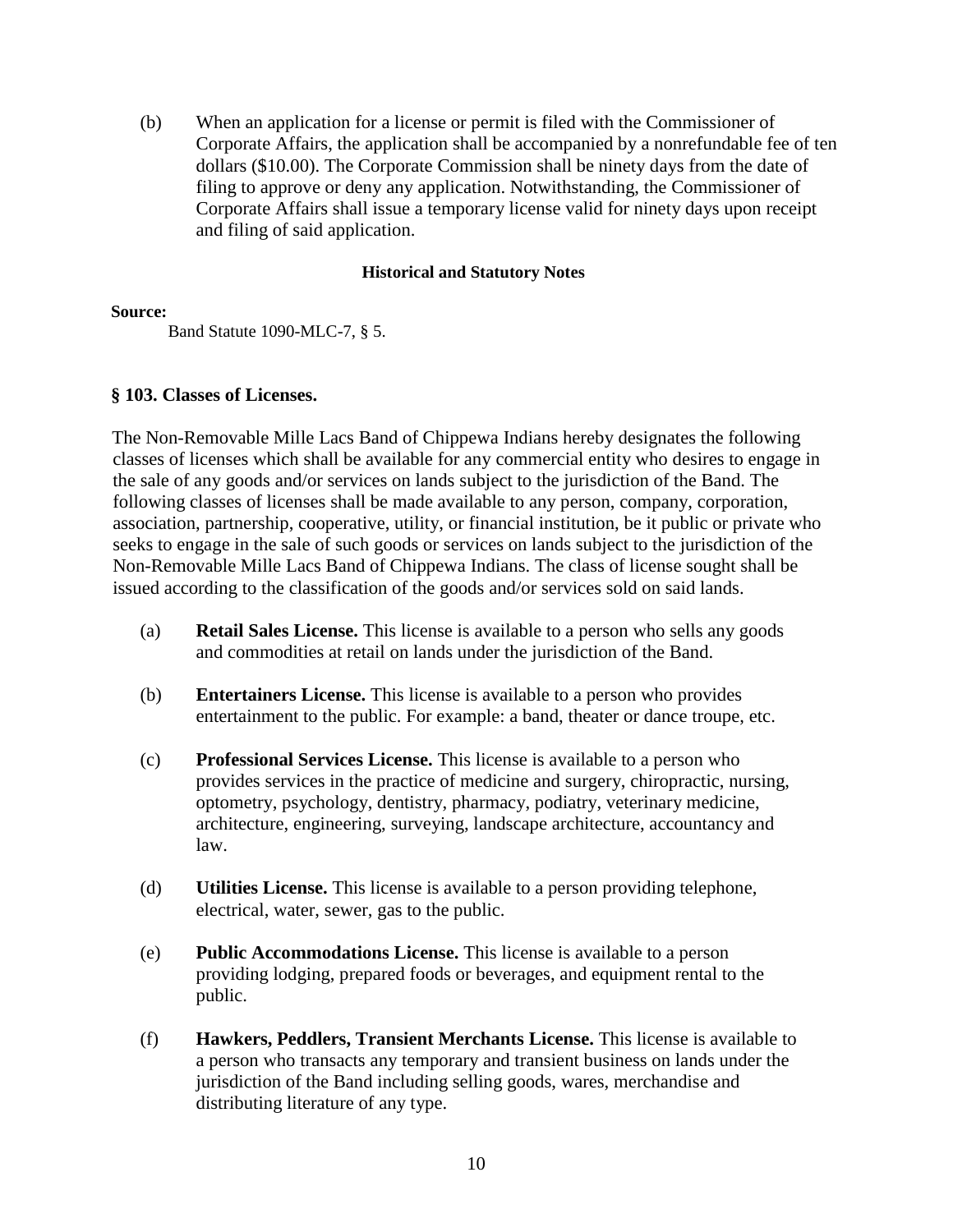(b) When an application for a license or permit is filed with the Commissioner of Corporate Affairs, the application shall be accompanied by a nonrefundable fee of ten dollars ($10.00). The Corporate Commission shall be ninety days from the date of filing to approve or deny any application. Notwithstanding, the Commissioner of Corporate Affairs shall issue a temporary license valid for ninety days upon receipt and filing of said application.

**Historical and Statutory Notes**

**Source:**

Band Statute 1090-MLC-7, § 5.

### § 103. Classes of Licenses.

The Non-Removable Mille Lacs Band of Chippewa Indians hereby designates the following classes of licenses which shall be available for any commercial entity who desires to engage in the sale of any goods and/or services on lands subject to the jurisdiction of the Band. The following classes of licenses shall be made available to any person, company, corporation, association, partnership, cooperative, utility, or financial institution, be it public or private who seeks to engage in the sale of such goods or services on lands subject to the jurisdiction of the Non-Removable Mille Lacs Band of Chippewa Indians. The class of license sought shall be issued according to the classification of the goods and/or services sold on said lands.

(a) **Retail Sales License.** This license is available to a person who sells any goods and commodities at retail on lands under the jurisdiction of the Band.

(b) **Entertainers License.** This license is available to a person who provides entertainment to the public. For example: a band, theater or dance troupe, etc.

(c) **Professional Services License.** This license is available to a person who provides services in the practice of medicine and surgery, chiropractic, nursing, optometry, psychology, dentistry, pharmacy, podiatry, veterinary medicine, architecture, engineering, surveying, landscape architecture, accountancy and law.

(d) **Utilities License.** This license is available to a person providing telephone, electrical, water, sewer, gas to the public.

(e) **Public Accommodations License.** This license is available to a person providing lodging, prepared foods or beverages, and equipment rental to the public.

(f) **Hawkers, Peddlers, Transient Merchants License.** This license is available to a person who transacts any temporary and transient business on lands under the jurisdiction of the Band including selling goods, wares, merchandise and distributing literature of any type.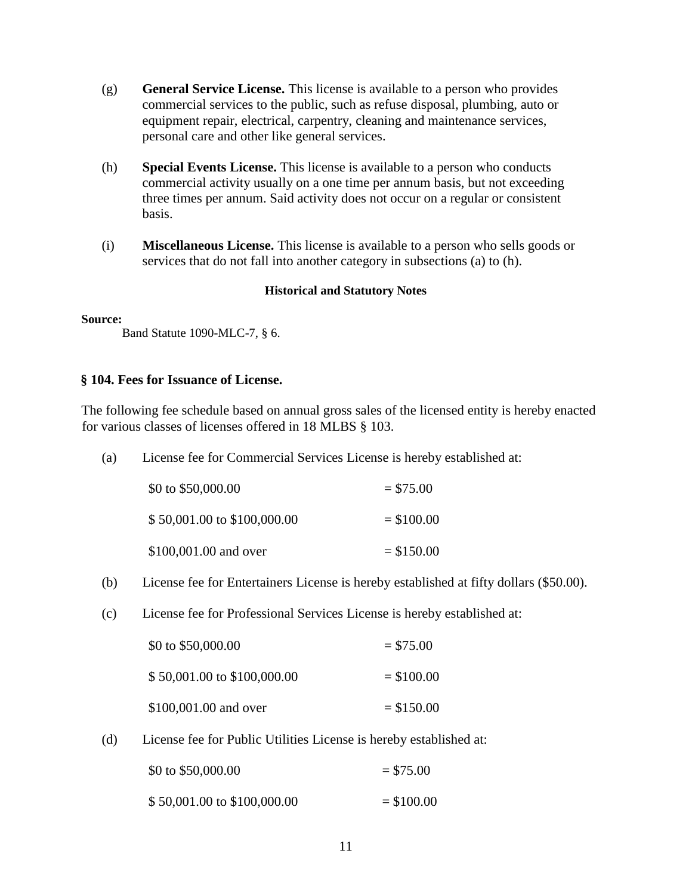(g) **General Service License.** This license is available to a person who provides commercial services to the public, such as refuse disposal, plumbing, auto or equipment repair, electrical, carpentry, cleaning and maintenance services, personal care and other like general services.

(h) **Special Events License.** This license is available to a person who conducts commercial activity usually on a one time per annum basis, but not exceeding three times per annum. Said activity does not occur on a regular or consistent basis.

(i) **Miscellaneous License.** This license is available to a person who sells goods or services that do not fall into another category in subsections (a) to (h).

#### Historical and Statutory Notes

**Source:**

Band Statute 1090-MLC-7, § 6.

### § 104. Fees for Issuance of License.

The following fee schedule based on annual gross sales of the licensed entity is hereby enacted for various classes of licenses offered in 18 MLBS § 103.

(a) License fee for Commercial Services License is hereby established at:

| | |
|---|---|
| $0 to $50,000.00 | = $75.00 |
| $ 50,001.00 to $100,000.00 | = $100.00 |
| $100,001.00 and over | = $150.00 |

(b) License fee for Entertainers License is hereby established at fifty dollars ($50.00).

(c) License fee for Professional Services License is hereby established at:

| | |
|---|---|
| $0 to $50,000.00 | = $75.00 |
| $ 50,001.00 to $100,000.00 | = $100.00 |
| $100,001.00 and over | = $150.00 |

(d) License fee for Public Utilities License is hereby established at:

| | |
|---|---|
| $0 to $50,000.00 | = $75.00 |
| $ 50,001.00 to $100,000.00 | = $100.00 |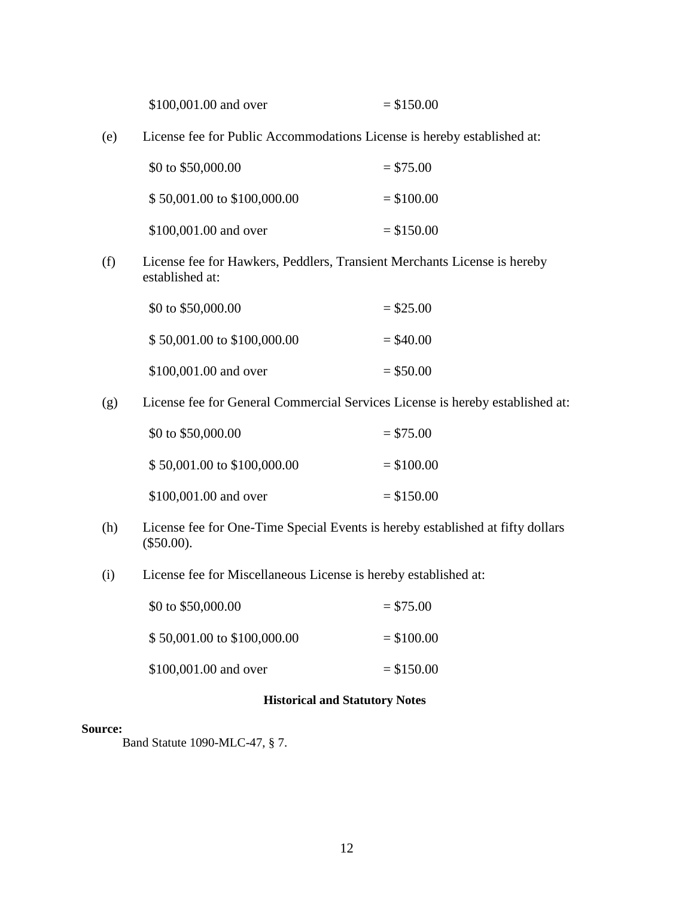| | |
|---|---|
| $100,001.00 and over | = $150.00 |

(e) License fee for Public Accommodations License is hereby established at:

| | |
|---|---|
| $0 to $50,000.00 | = $75.00 |
| $ 50,001.00 to $100,000.00 | = $100.00 |
| $100,001.00 and over | = $150.00 |

(f) License fee for Hawkers, Peddlers, Transient Merchants License is hereby established at:

| | |
|---|---|
| $0 to $50,000.00 | = $25.00 |
| $ 50,001.00 to $100,000.00 | = $40.00 |
| $100,001.00 and over | = $50.00 |

(g) License fee for General Commercial Services License is hereby established at:

| | |
|---|---|
| $0 to $50,000.00 | = $75.00 |
| $ 50,001.00 to $100,000.00 | = $100.00 |
| $100,001.00 and over | = $150.00 |

(h) License fee for One-Time Special Events is hereby established at fifty dollars ($50.00).

(i) License fee for Miscellaneous License is hereby established at:

| | |
|---|---|
| $0 to $50,000.00 | = $75.00 |
| $ 50,001.00 to $100,000.00 | = $100.00 |
| $100,001.00 and over | = $150.00 |

**Historical and Statutory Notes**

**Source:**

Band Statute 1090-MLC-47, § 7.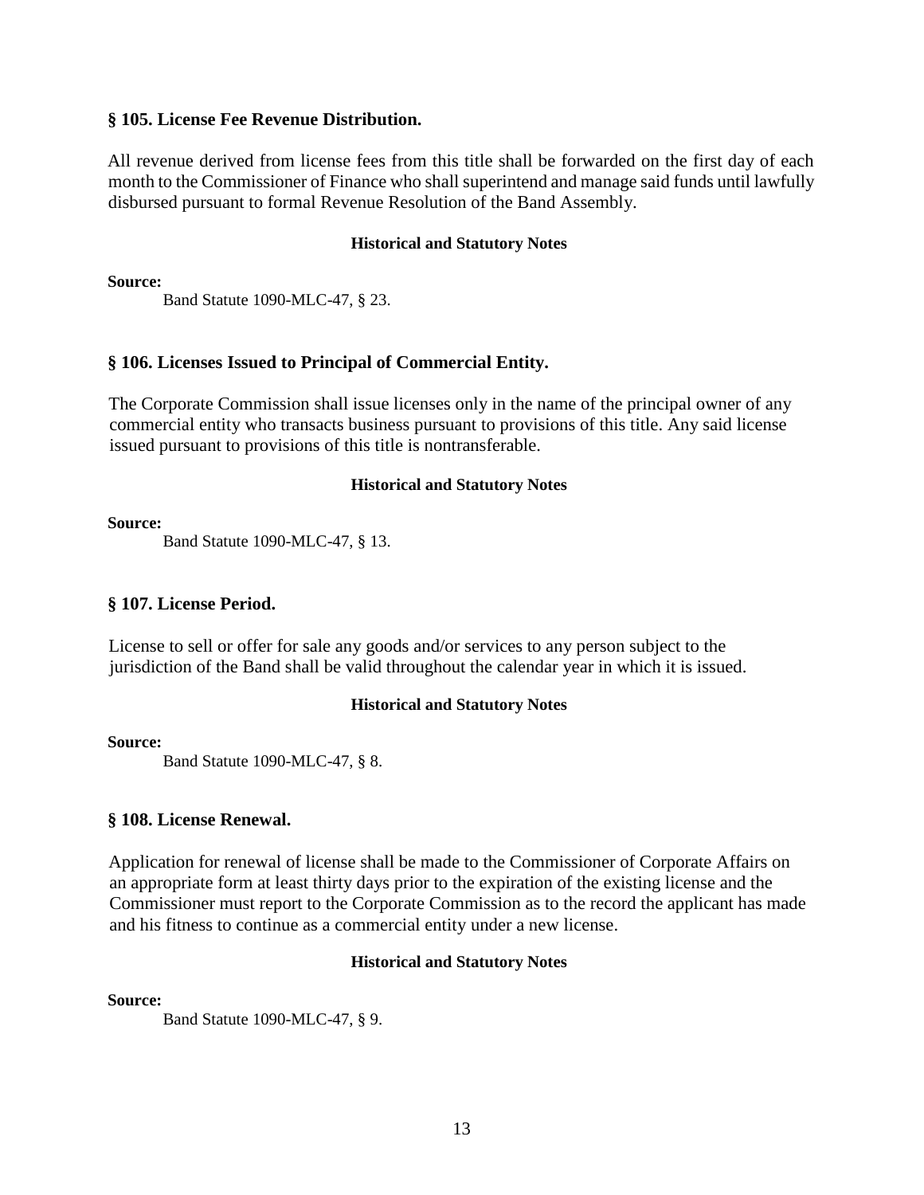### § 105. License Fee Revenue Distribution.

All revenue derived from license fees from this title shall be forwarded on the first day of each month to the Commissioner of Finance who shall superintend and manage said funds until lawfully disbursed pursuant to formal Revenue Resolution of the Band Assembly.

**Historical and Statutory Notes**

**Source:**

Band Statute 1090-MLC-47, § 23.

### § 106. Licenses Issued to Principal of Commercial Entity.

The Corporate Commission shall issue licenses only in the name of the principal owner of any commercial entity who transacts business pursuant to provisions of this title. Any said license issued pursuant to provisions of this title is nontransferable.

**Historical and Statutory Notes**

**Source:**

Band Statute 1090-MLC-47, § 13.

### § 107. License Period.

License to sell or offer for sale any goods and/or services to any person subject to the jurisdiction of the Band shall be valid throughout the calendar year in which it is issued.

**Historical and Statutory Notes**

**Source:**

Band Statute 1090-MLC-47, § 8.

### § 108. License Renewal.

Application for renewal of license shall be made to the Commissioner of Corporate Affairs on an appropriate form at least thirty days prior to the expiration of the existing license and the Commissioner must report to the Corporate Commission as to the record the applicant has made and his fitness to continue as a commercial entity under a new license.

**Historical and Statutory Notes**

**Source:**

Band Statute 1090-MLC-47, § 9.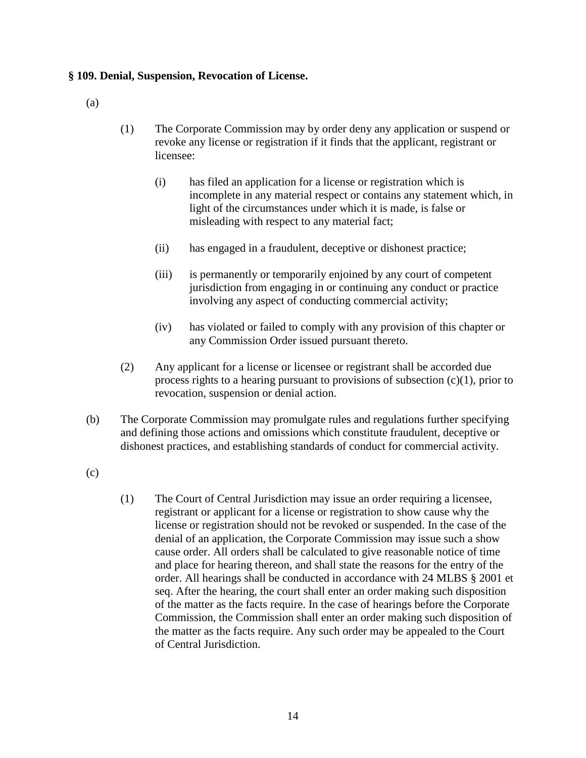**§ 109. Denial, Suspension, Revocation of License.**

(a)

(1) The Corporate Commission may by order deny any application or suspend or revoke any license or registration if it finds that the applicant, registrant or licensee:

(i) has filed an application for a license or registration which is incomplete in any material respect or contains any statement which, in light of the circumstances under which it is made, is false or misleading with respect to any material fact;

(ii) has engaged in a fraudulent, deceptive or dishonest practice;

(iii) is permanently or temporarily enjoined by any court of competent jurisdiction from engaging in or continuing any conduct or practice involving any aspect of conducting commercial activity;

(iv) has violated or failed to comply with any provision of this chapter or any Commission Order issued pursuant thereto.

(2) Any applicant for a license or licensee or registrant shall be accorded due process rights to a hearing pursuant to provisions of subsection (c)(1), prior to revocation, suspension or denial action.

(b) The Corporate Commission may promulgate rules and regulations further specifying and defining those actions and omissions which constitute fraudulent, deceptive or dishonest practices, and establishing standards of conduct for commercial activity.

(c)

(1) The Court of Central Jurisdiction may issue an order requiring a licensee, registrant or applicant for a license or registration to show cause why the license or registration should not be revoked or suspended. In the case of the denial of an application, the Corporate Commission may issue such a show cause order. All orders shall be calculated to give reasonable notice of time and place for hearing thereon, and shall state the reasons for the entry of the order. All hearings shall be conducted in accordance with 24 MLBS § 2001 et seq. After the hearing, the court shall enter an order making such disposition of the matter as the facts require. In the case of hearings before the Corporate Commission, the Commission shall enter an order making such disposition of the matter as the facts require. Any such order may be appealed to the Court of Central Jurisdiction.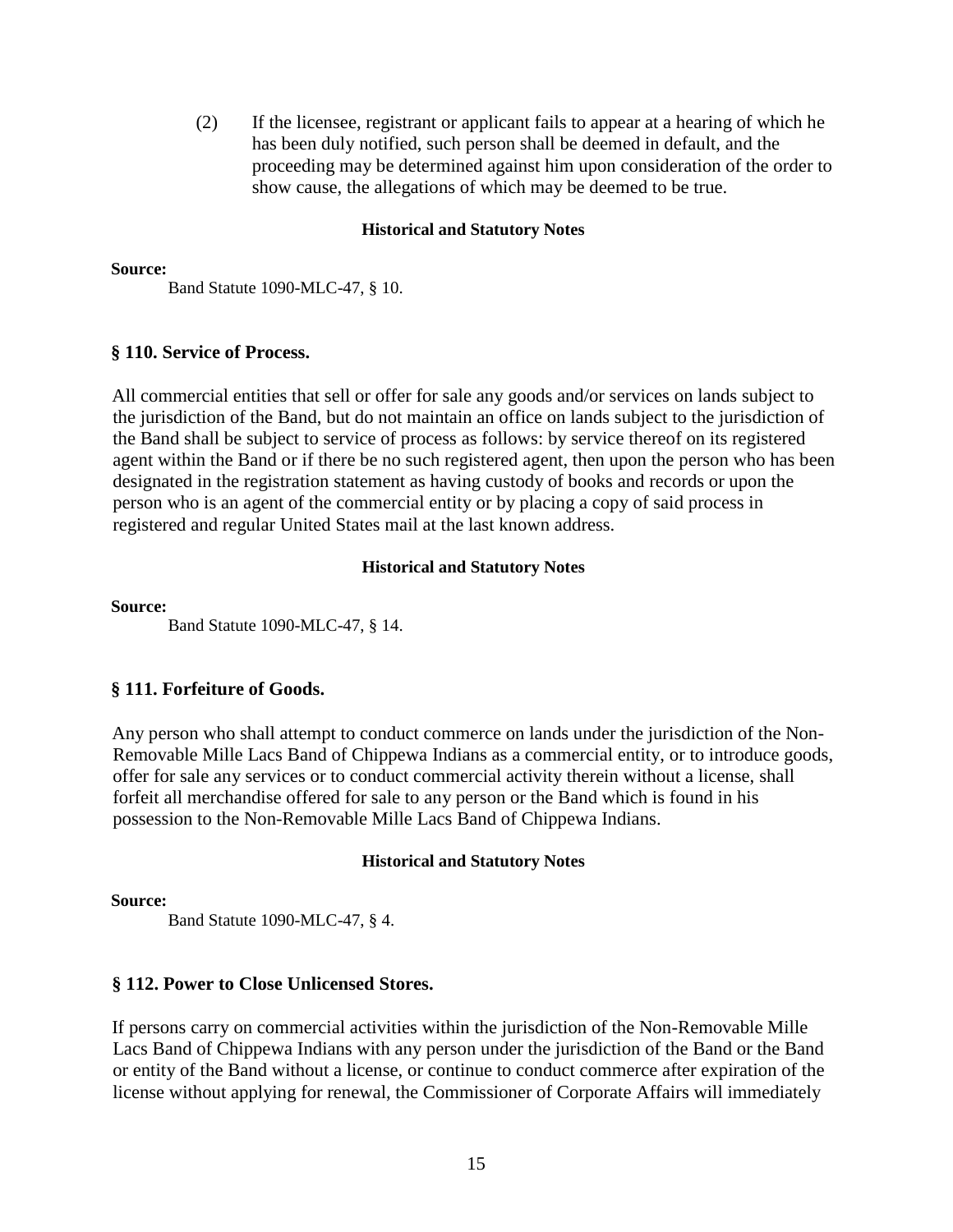(2) If the licensee, registrant or applicant fails to appear at a hearing of which he has been duly notified, such person shall be deemed in default, and the proceeding may be determined against him upon consideration of the order to show cause, the allegations of which may be deemed to be true.

**Historical and Statutory Notes**

**Source:**

Band Statute 1090-MLC-47, § 10.

### § 110. Service of Process.

All commercial entities that sell or offer for sale any goods and/or services on lands subject to the jurisdiction of the Band, but do not maintain an office on lands subject to the jurisdiction of the Band shall be subject to service of process as follows: by service thereof on its registered agent within the Band or if there be no such registered agent, then upon the person who has been designated in the registration statement as having custody of books and records or upon the person who is an agent of the commercial entity or by placing a copy of said process in registered and regular United States mail at the last known address.

**Historical and Statutory Notes**

**Source:**

Band Statute 1090-MLC-47, § 14.

### § 111. Forfeiture of Goods.

Any person who shall attempt to conduct commerce on lands under the jurisdiction of the Non-Removable Mille Lacs Band of Chippewa Indians as a commercial entity, or to introduce goods, offer for sale any services or to conduct commercial activity therein without a license, shall forfeit all merchandise offered for sale to any person or the Band which is found in his possession to the Non-Removable Mille Lacs Band of Chippewa Indians.

**Historical and Statutory Notes**

**Source:**

Band Statute 1090-MLC-47, § 4.

### § 112. Power to Close Unlicensed Stores.

If persons carry on commercial activities within the jurisdiction of the Non-Removable Mille Lacs Band of Chippewa Indians with any person under the jurisdiction of the Band or the Band or entity of the Band without a license, or continue to conduct commerce after expiration of the license without applying for renewal, the Commissioner of Corporate Affairs will immediately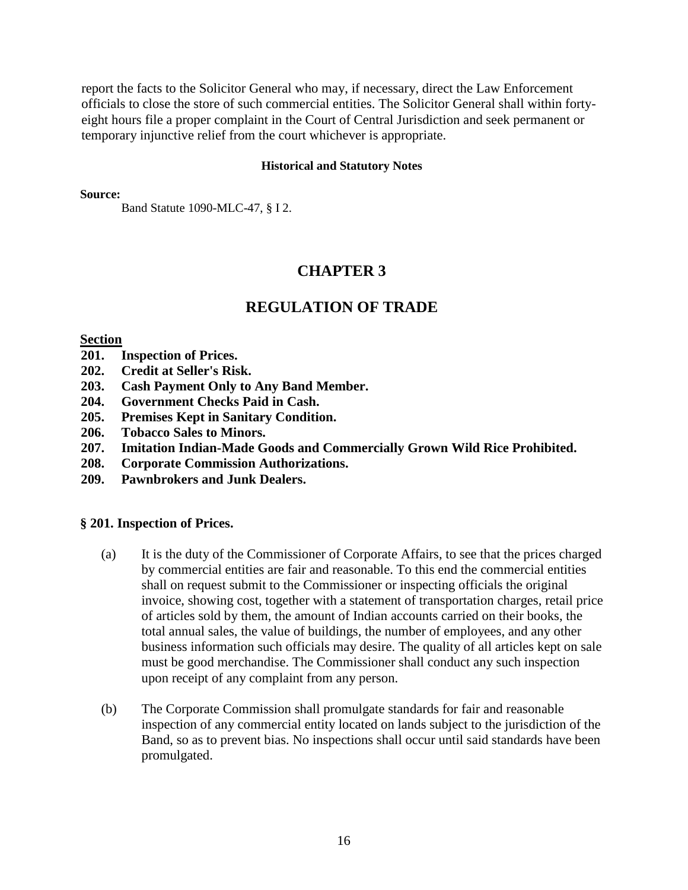report the facts to the Solicitor General who may, if necessary, direct the Law Enforcement officials to close the store of such commercial entities. The Solicitor General shall within forty-eight hours file a proper complaint in the Court of Central Jurisdiction and seek permanent or temporary injunctive relief from the court whichever is appropriate.

**Historical and Statutory Notes**

**Source:**

Band Statute 1090-MLC-47, § I 2.

# CHAPTER 3

# REGULATION OF TRADE

**Section**

**201. Inspection of Prices.**
**202. Credit at Seller's Risk.**
**203. Cash Payment Only to Any Band Member.**
**204. Government Checks Paid in Cash.**
**205. Premises Kept in Sanitary Condition.**
**206. Tobacco Sales to Minors.**
**207. Imitation Indian-Made Goods and Commercially Grown Wild Rice Prohibited.**
**208. Corporate Commission Authorizations.**
**209. Pawnbrokers and Junk Dealers.**

### § 201. Inspection of Prices.

(a) It is the duty of the Commissioner of Corporate Affairs, to see that the prices charged by commercial entities are fair and reasonable. To this end the commercial entities shall on request submit to the Commissioner or inspecting officials the original invoice, showing cost, together with a statement of transportation charges, retail price of articles sold by them, the amount of Indian accounts carried on their books, the total annual sales, the value of buildings, the number of employees, and any other business information such officials may desire. The quality of all articles kept on sale must be good merchandise. The Commissioner shall conduct any such inspection upon receipt of any complaint from any person.

(b) The Corporate Commission shall promulgate standards for fair and reasonable inspection of any commercial entity located on lands subject to the jurisdiction of the Band, so as to prevent bias. No inspections shall occur until said standards have been promulgated.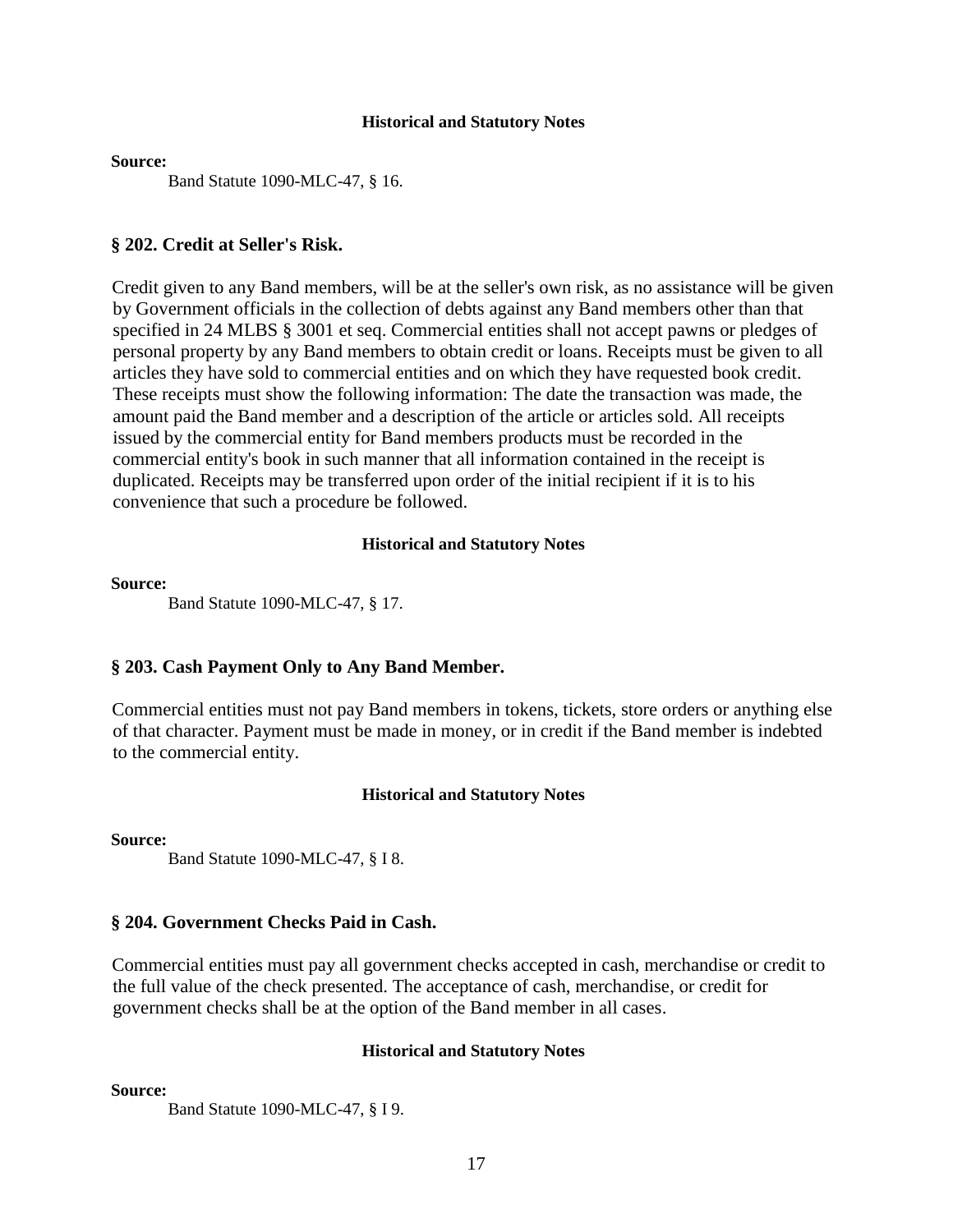#### Historical and Statutory Notes

**Source:**

Band Statute 1090-MLC-47, § 16.

### § 202. Credit at Seller's Risk.

Credit given to any Band members, will be at the seller's own risk, as no assistance will be given by Government officials in the collection of debts against any Band members other than that specified in 24 MLBS § 3001 et seq. Commercial entities shall not accept pawns or pledges of personal property by any Band members to obtain credit or loans. Receipts must be given to all articles they have sold to commercial entities and on which they have requested book credit. These receipts must show the following information: The date the transaction was made, the amount paid the Band member and a description of the article or articles sold. All receipts issued by the commercial entity for Band members products must be recorded in the commercial entity's book in such manner that all information contained in the receipt is duplicated. Receipts may be transferred upon order of the initial recipient if it is to his convenience that such a procedure be followed.

#### Historical and Statutory Notes

**Source:**

Band Statute 1090-MLC-47, § 17.

### § 203. Cash Payment Only to Any Band Member.

Commercial entities must not pay Band members in tokens, tickets, store orders or anything else of that character. Payment must be made in money, or in credit if the Band member is indebted to the commercial entity.

#### Historical and Statutory Notes

**Source:**

Band Statute 1090-MLC-47, § I 8.

### § 204. Government Checks Paid in Cash.

Commercial entities must pay all government checks accepted in cash, merchandise or credit to the full value of the check presented. The acceptance of cash, merchandise, or credit for government checks shall be at the option of the Band member in all cases.

#### Historical and Statutory Notes

**Source:**

Band Statute 1090-MLC-47, § I 9.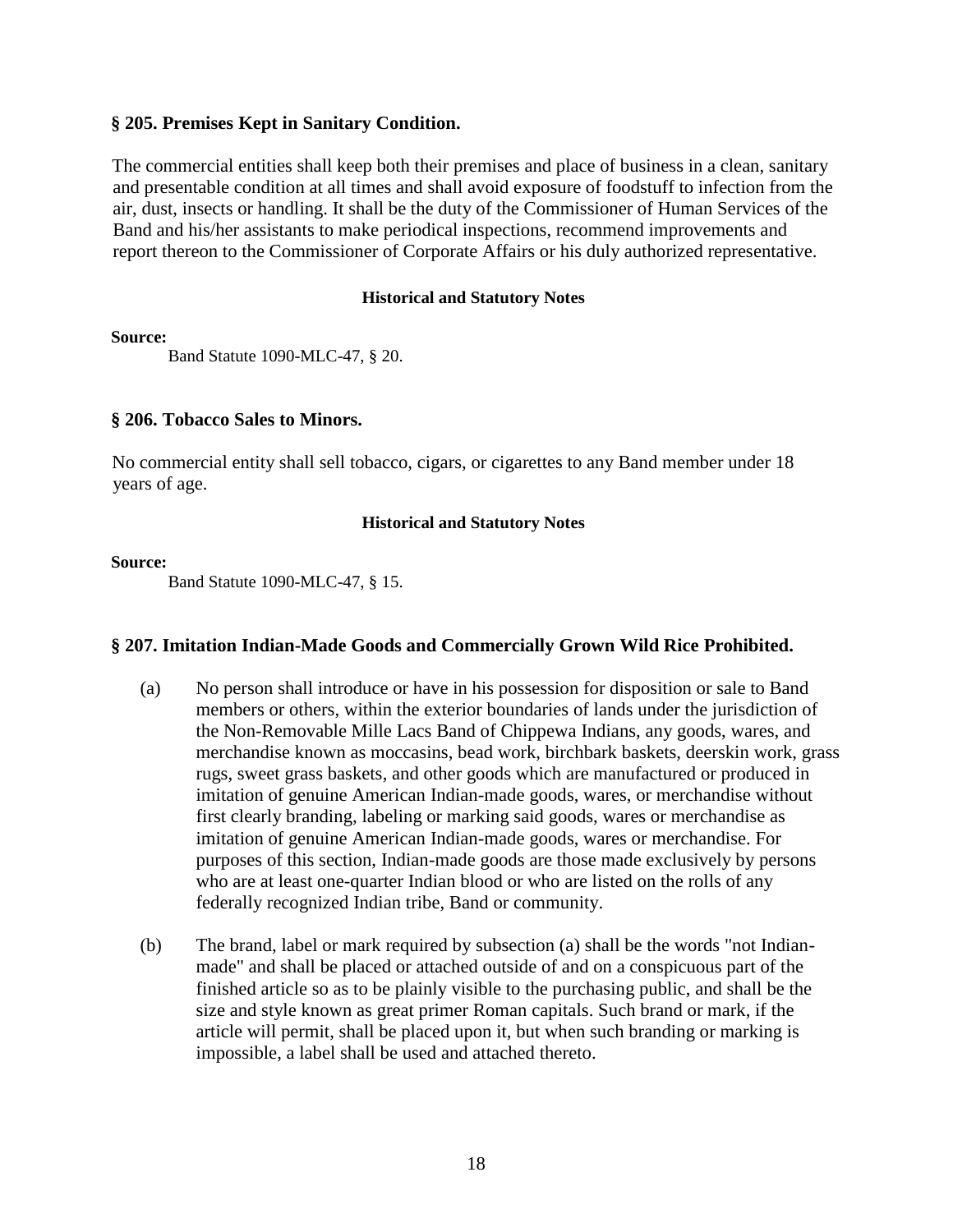## § 205. Premises Kept in Sanitary Condition.

The commercial entities shall keep both their premises and place of business in a clean, sanitary and presentable condition at all times and shall avoid exposure of foodstuff to infection from the air, dust, insects or handling. It shall be the duty of the Commissioner of Human Services of the Band and his/her assistants to make periodical inspections, recommend improvements and report thereon to the Commissioner of Corporate Affairs or his duly authorized representative.

**Historical and Statutory Notes**

**Source:**

Band Statute 1090-MLC-47, § 20.

## § 206. Tobacco Sales to Minors.

No commercial entity shall sell tobacco, cigars, or cigarettes to any Band member under 18 years of age.

**Historical and Statutory Notes**

**Source:**

Band Statute 1090-MLC-47, § 15.

## § 207. Imitation Indian-Made Goods and Commercially Grown Wild Rice Prohibited.

(a) No person shall introduce or have in his possession for disposition or sale to Band members or others, within the exterior boundaries of lands under the jurisdiction of the Non-Removable Mille Lacs Band of Chippewa Indians, any goods, wares, and merchandise known as moccasins, bead work, birchbark baskets, deerskin work, grass rugs, sweet grass baskets, and other goods which are manufactured or produced in imitation of genuine American Indian-made goods, wares, or merchandise without first clearly branding, labeling or marking said goods, wares or merchandise as imitation of genuine American Indian-made goods, wares or merchandise. For purposes of this section, Indian-made goods are those made exclusively by persons who are at least one-quarter Indian blood or who are listed on the rolls of any federally recognized Indian tribe, Band or community.

(b) The brand, label or mark required by subsection (a) shall be the words "not Indian-made" and shall be placed or attached outside of and on a conspicuous part of the finished article so as to be plainly visible to the purchasing public, and shall be the size and style known as great primer Roman capitals. Such brand or mark, if the article will permit, shall be placed upon it, but when such branding or marking is impossible, a label shall be used and attached thereto.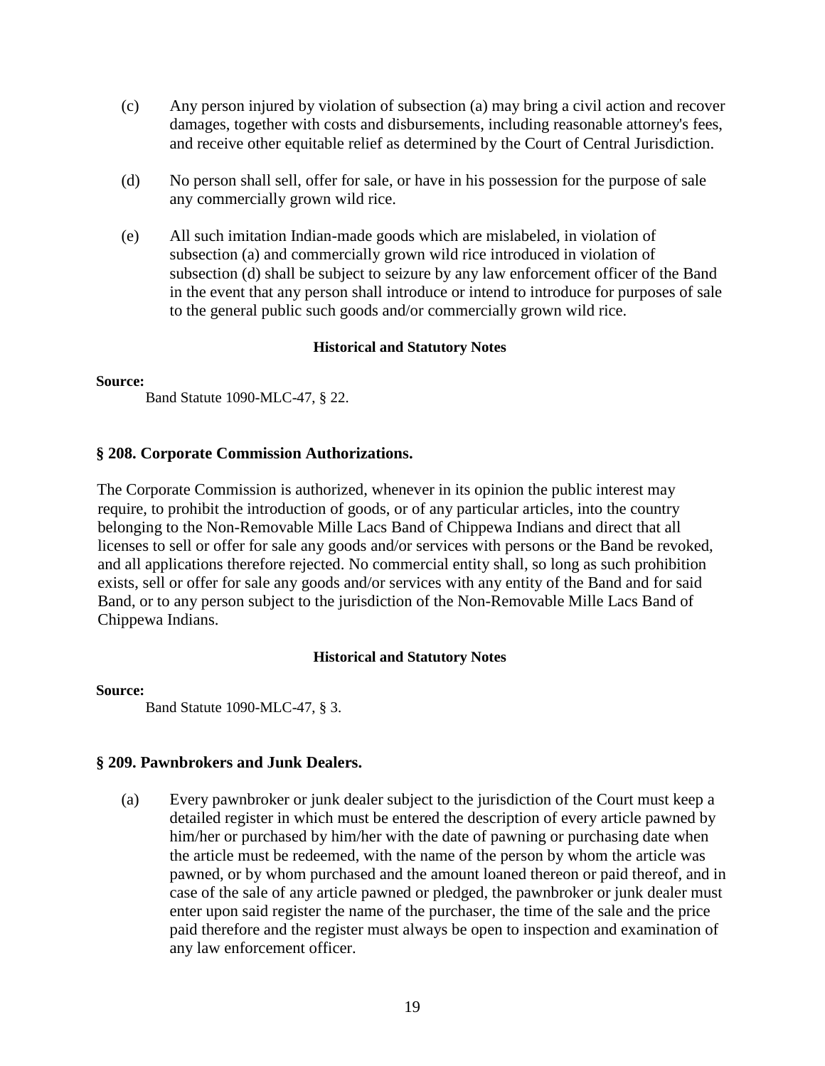(c) Any person injured by violation of subsection (a) may bring a civil action and recover damages, together with costs and disbursements, including reasonable attorney's fees, and receive other equitable relief as determined by the Court of Central Jurisdiction.

(d) No person shall sell, offer for sale, or have in his possession for the purpose of sale any commercially grown wild rice.

(e) All such imitation Indian-made goods which are mislabeled, in violation of subsection (a) and commercially grown wild rice introduced in violation of subsection (d) shall be subject to seizure by any law enforcement officer of the Band in the event that any person shall introduce or intend to introduce for purposes of sale to the general public such goods and/or commercially grown wild rice.

**Historical and Statutory Notes**

**Source:**

Band Statute 1090-MLC-47, § 22.

### § 208. Corporate Commission Authorizations.

The Corporate Commission is authorized, whenever in its opinion the public interest may require, to prohibit the introduction of goods, or of any particular articles, into the country belonging to the Non-Removable Mille Lacs Band of Chippewa Indians and direct that all licenses to sell or offer for sale any goods and/or services with persons or the Band be revoked, and all applications therefore rejected. No commercial entity shall, so long as such prohibition exists, sell or offer for sale any goods and/or services with any entity of the Band and for said Band, or to any person subject to the jurisdiction of the Non-Removable Mille Lacs Band of Chippewa Indians.

**Historical and Statutory Notes**

**Source:**

Band Statute 1090-MLC-47, § 3.

### § 209. Pawnbrokers and Junk Dealers.

(a) Every pawnbroker or junk dealer subject to the jurisdiction of the Court must keep a detailed register in which must be entered the description of every article pawned by him/her or purchased by him/her with the date of pawning or purchasing date when the article must be redeemed, with the name of the person by whom the article was pawned, or by whom purchased and the amount loaned thereon or paid thereof, and in case of the sale of any article pawned or pledged, the pawnbroker or junk dealer must enter upon said register the name of the purchaser, the time of the sale and the price paid therefore and the register must always be open to inspection and examination of any law enforcement officer.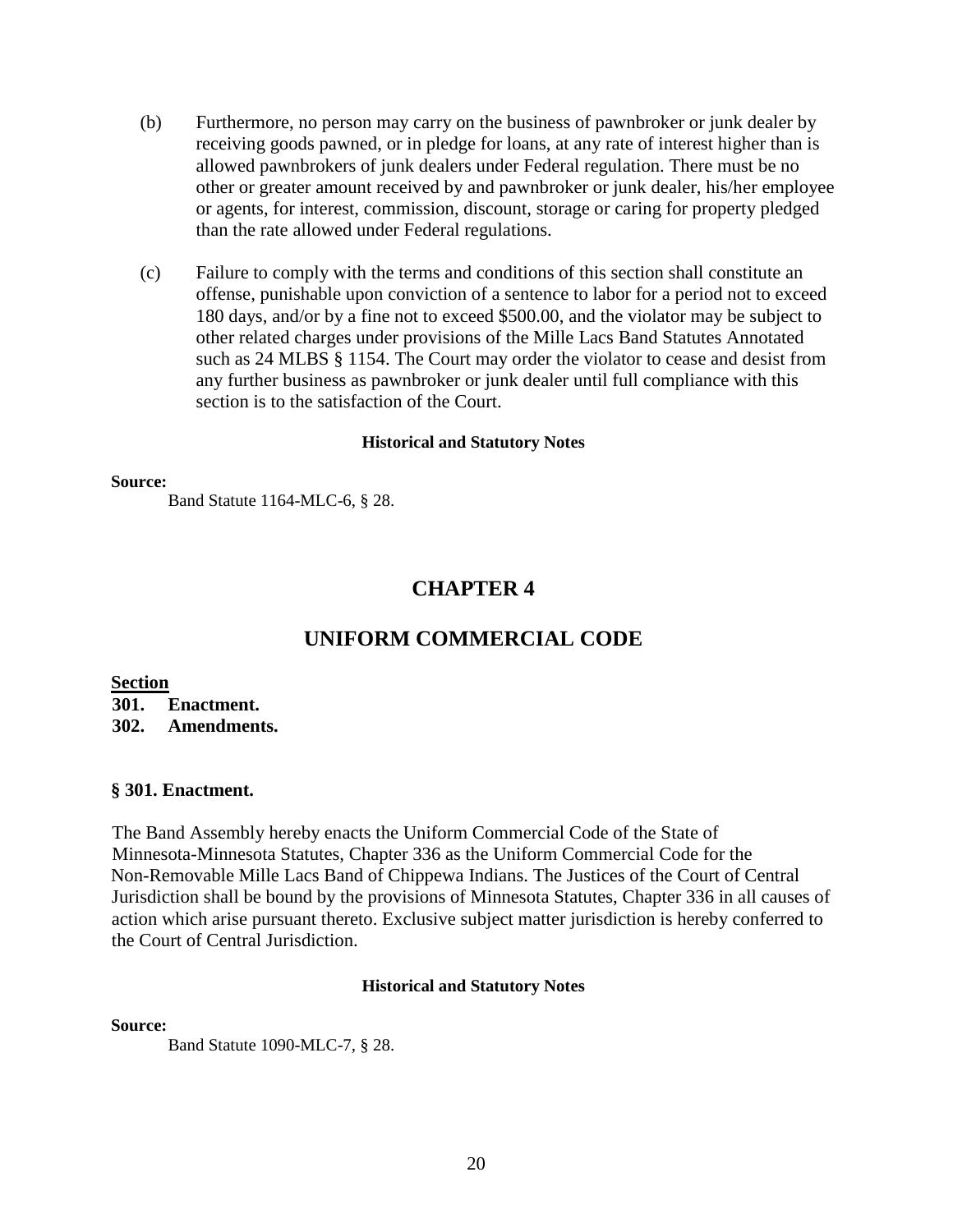(b) Furthermore, no person may carry on the business of pawnbroker or junk dealer by receiving goods pawned, or in pledge for loans, at any rate of interest higher than is allowed pawnbrokers of junk dealers under Federal regulation. There must be no other or greater amount received by and pawnbroker or junk dealer, his/her employee or agents, for interest, commission, discount, storage or caring for property pledged than the rate allowed under Federal regulations.

(c) Failure to comply with the terms and conditions of this section shall constitute an offense, punishable upon conviction of a sentence to labor for a period not to exceed 180 days, and/or by a fine not to exceed $500.00, and the violator may be subject to other related charges under provisions of the Mille Lacs Band Statutes Annotated such as 24 MLBS § 1154. The Court may order the violator to cease and desist from any further business as pawnbroker or junk dealer until full compliance with this section is to the satisfaction of the Court.

**Historical and Statutory Notes**

**Source:**

Band Statute 1164-MLC-6, § 28.

# CHAPTER 4

# UNIFORM COMMERCIAL CODE

**Section**

**301. Enactment.**
**302. Amendments.**

### § 301. Enactment.

The Band Assembly hereby enacts the Uniform Commercial Code of the State of Minnesota-Minnesota Statutes, Chapter 336 as the Uniform Commercial Code for the Non-Removable Mille Lacs Band of Chippewa Indians. The Justices of the Court of Central Jurisdiction shall be bound by the provisions of Minnesota Statutes, Chapter 336 in all causes of action which arise pursuant thereto. Exclusive subject matter jurisdiction is hereby conferred to the Court of Central Jurisdiction.

**Historical and Statutory Notes**

**Source:**

Band Statute 1090-MLC-7, § 28.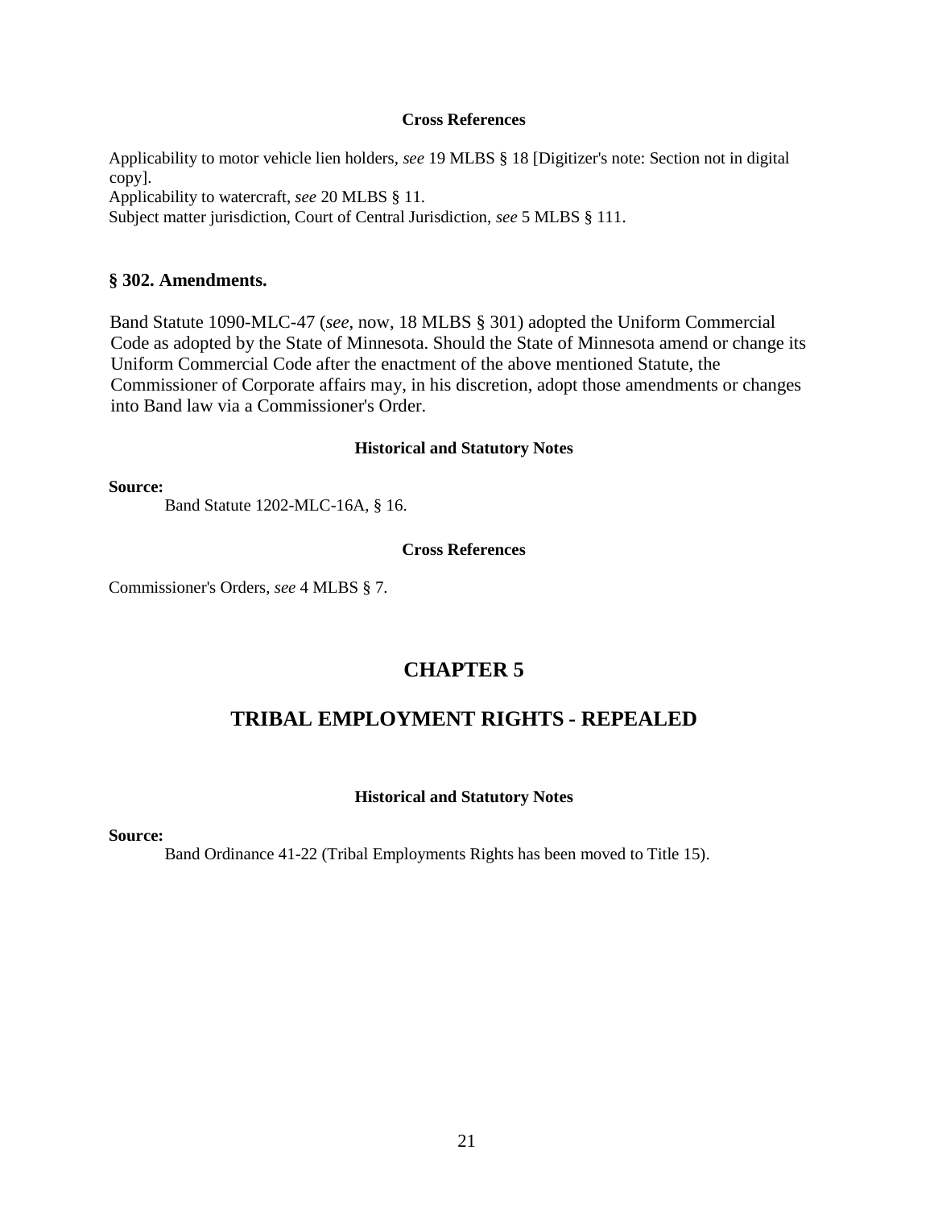**Cross References**

Applicability to motor vehicle lien holders, *see* 19 MLBS § 18 [Digitizer's note: Section not in digital copy].
Applicability to watercraft, *see* 20 MLBS § 11.
Subject matter jurisdiction, Court of Central Jurisdiction, *see* 5 MLBS § 111.

### § 302. Amendments.

Band Statute 1090-MLC-47 (*see*, now, 18 MLBS § 301) adopted the Uniform Commercial Code as adopted by the State of Minnesota. Should the State of Minnesota amend or change its Uniform Commercial Code after the enactment of the above mentioned Statute, the Commissioner of Corporate affairs may, in his discretion, adopt those amendments or changes into Band law via a Commissioner's Order.

**Historical and Statutory Notes**

**Source:**
Band Statute 1202-MLC-16A, § 16.

**Cross References**

Commissioner's Orders, *see* 4 MLBS § 7.

## CHAPTER 5

## TRIBAL EMPLOYMENT RIGHTS - REPEALED

**Historical and Statutory Notes**

**Source:**
Band Ordinance 41-22 (Tribal Employments Rights has been moved to Title 15).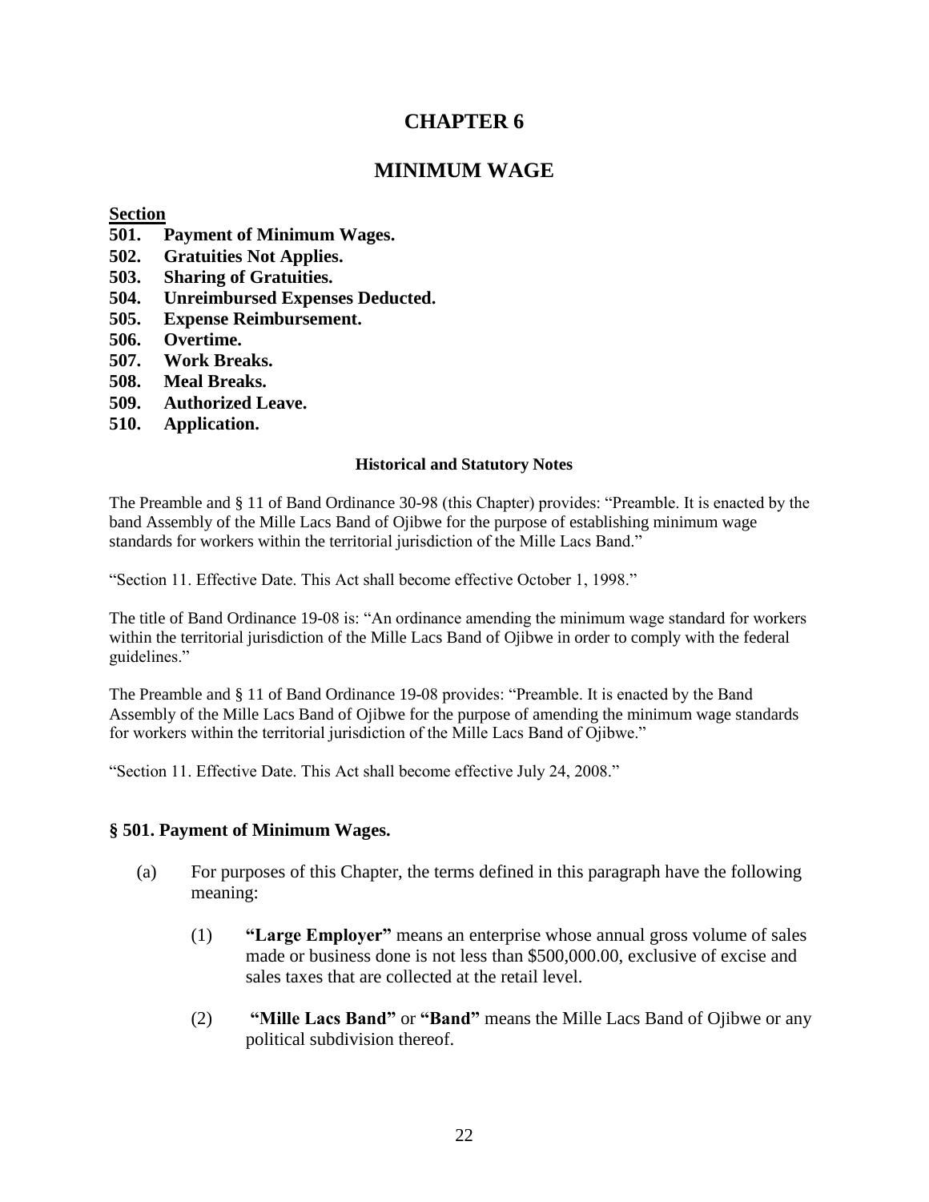# CHAPTER 6

# MINIMUM WAGE

**Section**

**501. Payment of Minimum Wages.**
**502. Gratuities Not Applies.**
**503. Sharing of Gratuities.**
**504. Unreimbursed Expenses Deducted.**
**505. Expense Reimbursement.**
**506. Overtime.**
**507. Work Breaks.**
**508. Meal Breaks.**
**509. Authorized Leave.**
**510. Application.**

#### Historical and Statutory Notes

The Preamble and § 11 of Band Ordinance 30-98 (this Chapter) provides: "Preamble. It is enacted by the band Assembly of the Mille Lacs Band of Ojibwe for the purpose of establishing minimum wage standards for workers within the territorial jurisdiction of the Mille Lacs Band."

"Section 11. Effective Date. This Act shall become effective October 1, 1998."

The title of Band Ordinance 19-08 is: "An ordinance amending the minimum wage standard for workers within the territorial jurisdiction of the Mille Lacs Band of Ojibwe in order to comply with the federal guidelines."

The Preamble and § 11 of Band Ordinance 19-08 provides: "Preamble. It is enacted by the Band Assembly of the Mille Lacs Band of Ojibwe for the purpose of amending the minimum wage standards for workers within the territorial jurisdiction of the Mille Lacs Band of Ojibwe."

"Section 11. Effective Date. This Act shall become effective July 24, 2008."

### § 501. Payment of Minimum Wages.

(a) For purposes of this Chapter, the terms defined in this paragraph have the following meaning:

(1) **"Large Employer"** means an enterprise whose annual gross volume of sales made or business done is not less than $500,000.00, exclusive of excise and sales taxes that are collected at the retail level.

(2) **"Mille Lacs Band"** or **"Band"** means the Mille Lacs Band of Ojibwe or any political subdivision thereof.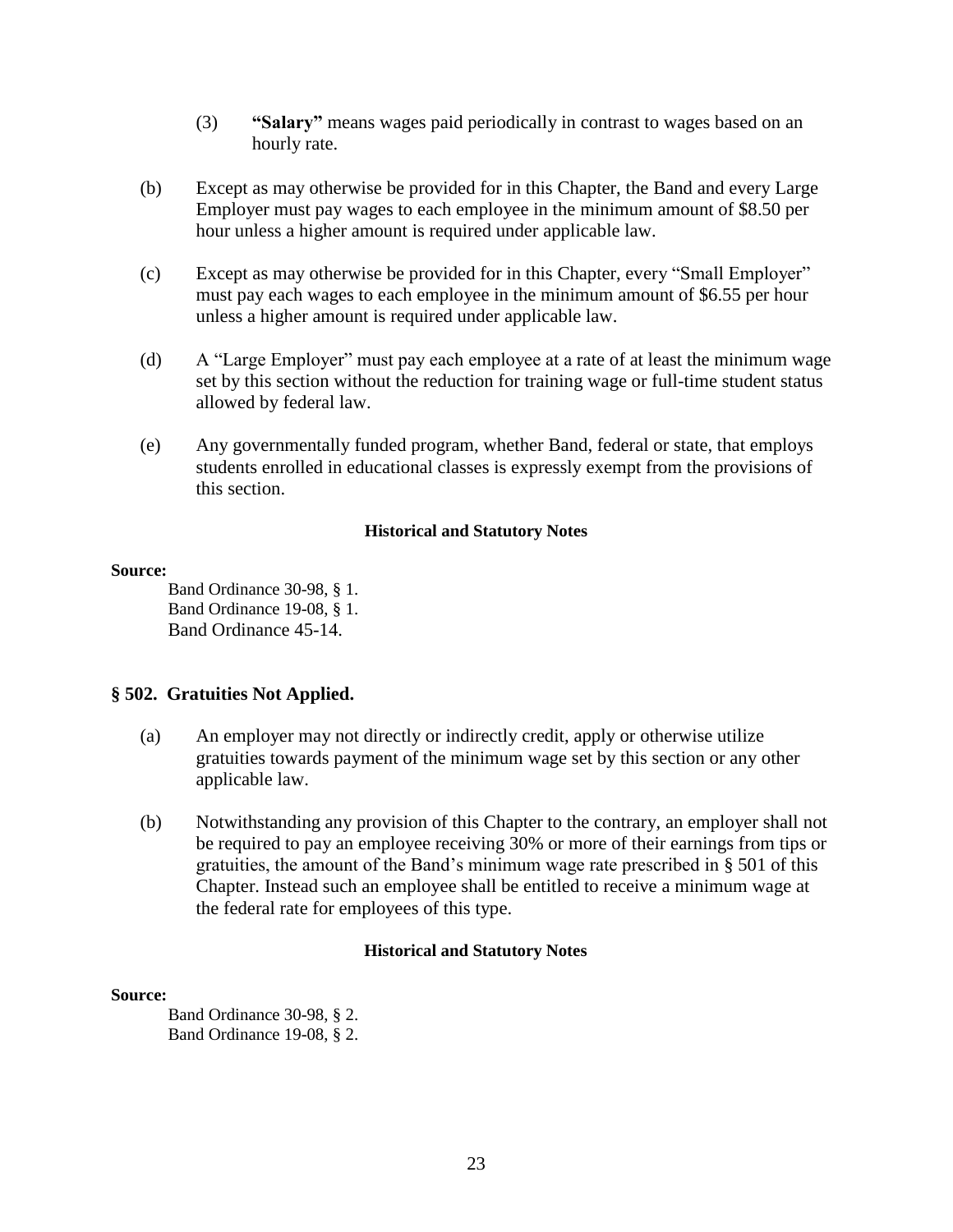(3) **"Salary"** means wages paid periodically in contrast to wages based on an hourly rate.

(b) Except as may otherwise be provided for in this Chapter, the Band and every Large Employer must pay wages to each employee in the minimum amount of $8.50 per hour unless a higher amount is required under applicable law.

(c) Except as may otherwise be provided for in this Chapter, every "Small Employer" must pay each wages to each employee in the minimum amount of $6.55 per hour unless a higher amount is required under applicable law.

(d) A "Large Employer" must pay each employee at a rate of at least the minimum wage set by this section without the reduction for training wage or full-time student status allowed by federal law.

(e) Any governmentally funded program, whether Band, federal or state, that employs students enrolled in educational classes is expressly exempt from the provisions of this section.

**Historical and Statutory Notes**

**Source:**

Band Ordinance 30-98, § 1.
Band Ordinance 19-08, § 1.
Band Ordinance 45-14.

## § 502. Gratuities Not Applied.

(a) An employer may not directly or indirectly credit, apply or otherwise utilize gratuities towards payment of the minimum wage set by this section or any other applicable law.

(b) Notwithstanding any provision of this Chapter to the contrary, an employer shall not be required to pay an employee receiving 30% or more of their earnings from tips or gratuities, the amount of the Band's minimum wage rate prescribed in § 501 of this Chapter. Instead such an employee shall be entitled to receive a minimum wage at the federal rate for employees of this type.

**Historical and Statutory Notes**

**Source:**

Band Ordinance 30-98, § 2.
Band Ordinance 19-08, § 2.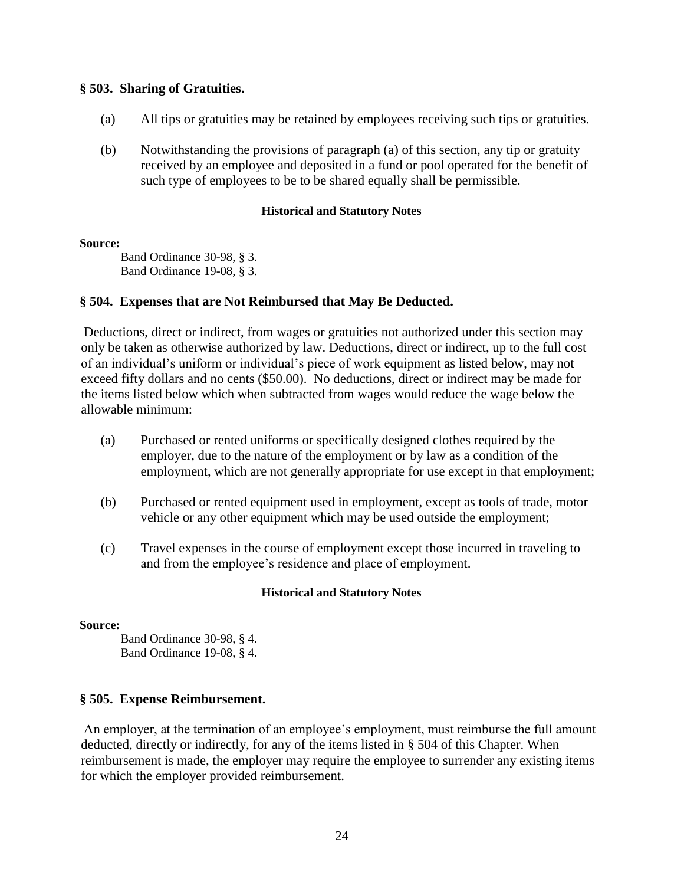## § 503. Sharing of Gratuities.

(a) All tips or gratuities may be retained by employees receiving such tips or gratuities.

(b) Notwithstanding the provisions of paragraph (a) of this section, any tip or gratuity received by an employee and deposited in a fund or pool operated for the benefit of such type of employees to be to be shared equally shall be permissible.

**Historical and Statutory Notes**

**Source:**

Band Ordinance 30-98, § 3.
Band Ordinance 19-08, § 3.

## § 504. Expenses that are Not Reimbursed that May Be Deducted.

Deductions, direct or indirect, from wages or gratuities not authorized under this section may only be taken as otherwise authorized by law. Deductions, direct or indirect, up to the full cost of an individual's uniform or individual's piece of work equipment as listed below, may not exceed fifty dollars and no cents ($50.00). No deductions, direct or indirect may be made for the items listed below which when subtracted from wages would reduce the wage below the allowable minimum:

(a) Purchased or rented uniforms or specifically designed clothes required by the employer, due to the nature of the employment or by law as a condition of the employment, which are not generally appropriate for use except in that employment;

(b) Purchased or rented equipment used in employment, except as tools of trade, motor vehicle or any other equipment which may be used outside the employment;

(c) Travel expenses in the course of employment except those incurred in traveling to and from the employee's residence and place of employment.

**Historical and Statutory Notes**

**Source:**

Band Ordinance 30-98, § 4.
Band Ordinance 19-08, § 4.

## § 505. Expense Reimbursement.

An employer, at the termination of an employee's employment, must reimburse the full amount deducted, directly or indirectly, for any of the items listed in § 504 of this Chapter. When reimbursement is made, the employer may require the employee to surrender any existing items for which the employer provided reimbursement.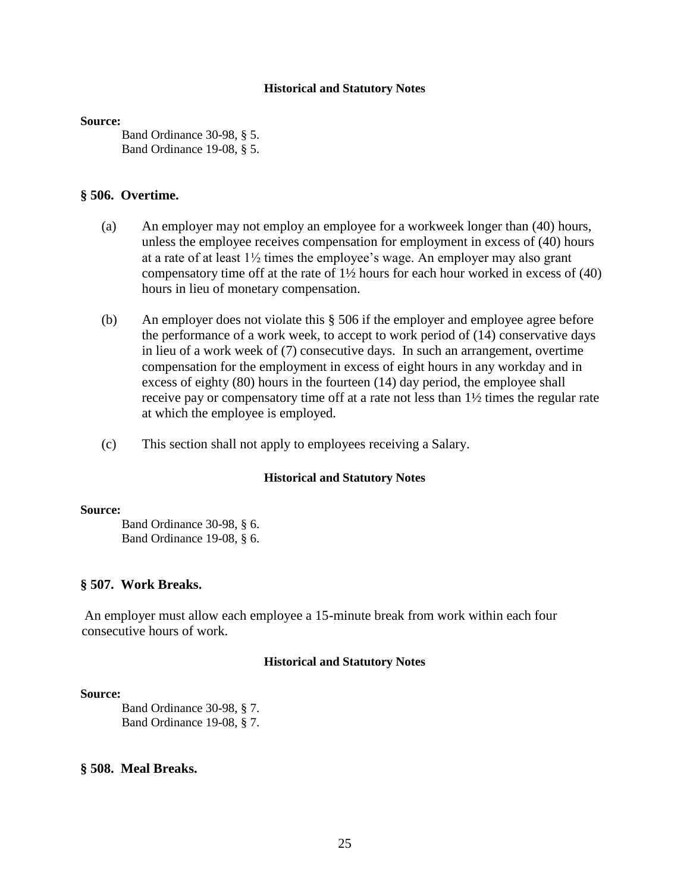#### Historical and Statutory Notes

**Source:**

Band Ordinance 30-98, § 5.
Band Ordinance 19-08, § 5.

## § 506. Overtime.

(a) An employer may not employ an employee for a workweek longer than (40) hours, unless the employee receives compensation for employment in excess of (40) hours at a rate of at least 1½ times the employee's wage. An employer may also grant compensatory time off at the rate of 1½ hours for each hour worked in excess of (40) hours in lieu of monetary compensation.

(b) An employer does not violate this § 506 if the employer and employee agree before the performance of a work week, to accept to work period of (14) conservative days in lieu of a work week of (7) consecutive days. In such an arrangement, overtime compensation for the employment in excess of eight hours in any workday and in excess of eighty (80) hours in the fourteen (14) day period, the employee shall receive pay or compensatory time off at a rate not less than 1½ times the regular rate at which the employee is employed.

(c) This section shall not apply to employees receiving a Salary.

#### Historical and Statutory Notes

**Source:**

Band Ordinance 30-98, § 6.
Band Ordinance 19-08, § 6.

## § 507. Work Breaks.

An employer must allow each employee a 15-minute break from work within each four consecutive hours of work.

#### Historical and Statutory Notes

**Source:**

Band Ordinance 30-98, § 7.
Band Ordinance 19-08, § 7.

## § 508. Meal Breaks.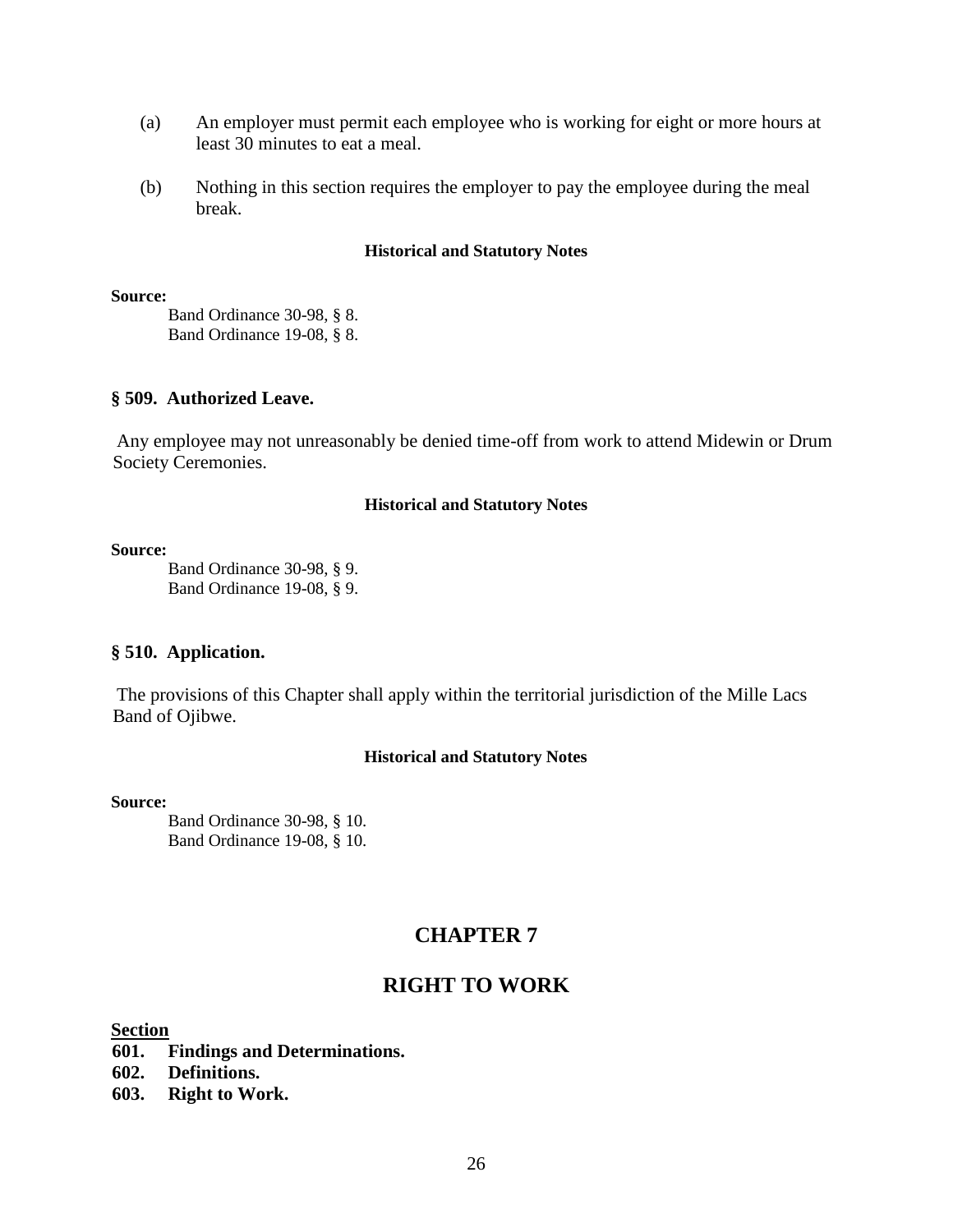(a) An employer must permit each employee who is working for eight or more hours at least 30 minutes to eat a meal.

(b) Nothing in this section requires the employer to pay the employee during the meal break.

**Historical and Statutory Notes**

**Source:**

Band Ordinance 30-98, § 8.
Band Ordinance 19-08, § 8.

### § 509. Authorized Leave.

Any employee may not unreasonably be denied time-off from work to attend Midewin or Drum Society Ceremonies.

**Historical and Statutory Notes**

**Source:**

Band Ordinance 30-98, § 9.
Band Ordinance 19-08, § 9.

### § 510. Application.

The provisions of this Chapter shall apply within the territorial jurisdiction of the Mille Lacs Band of Ojibwe.

**Historical and Statutory Notes**

**Source:**

Band Ordinance 30-98, § 10.
Band Ordinance 19-08, § 10.

## CHAPTER 7

## RIGHT TO WORK

**Section**
**601. Findings and Determinations.**
**602. Definitions.**
**603. Right to Work.**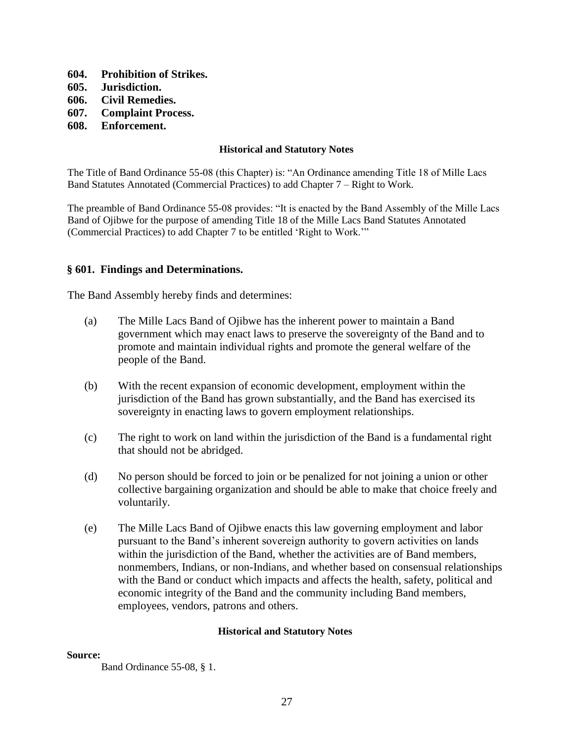**604. Prohibition of Strikes.**
**605. Jurisdiction.**
**606. Civil Remedies.**
**607. Complaint Process.**
**608. Enforcement.**

**Historical and Statutory Notes**

The Title of Band Ordinance 55-08 (this Chapter) is: "An Ordinance amending Title 18 of Mille Lacs Band Statutes Annotated (Commercial Practices) to add Chapter 7 – Right to Work.

The preamble of Band Ordinance 55-08 provides: "It is enacted by the Band Assembly of the Mille Lacs Band of Ojibwe for the purpose of amending Title 18 of the Mille Lacs Band Statutes Annotated (Commercial Practices) to add Chapter 7 to be entitled 'Right to Work.'"

### § 601. Findings and Determinations.

The Band Assembly hereby finds and determines:

(a) The Mille Lacs Band of Ojibwe has the inherent power to maintain a Band government which may enact laws to preserve the sovereignty of the Band and to promote and maintain individual rights and promote the general welfare of the people of the Band.

(b) With the recent expansion of economic development, employment within the jurisdiction of the Band has grown substantially, and the Band has exercised its sovereignty in enacting laws to govern employment relationships.

(c) The right to work on land within the jurisdiction of the Band is a fundamental right that should not be abridged.

(d) No person should be forced to join or be penalized for not joining a union or other collective bargaining organization and should be able to make that choice freely and voluntarily.

(e) The Mille Lacs Band of Ojibwe enacts this law governing employment and labor pursuant to the Band's inherent sovereign authority to govern activities on lands within the jurisdiction of the Band, whether the activities are of Band members, nonmembers, Indians, or non-Indians, and whether based on consensual relationships with the Band or conduct which impacts and affects the health, safety, political and economic integrity of the Band and the community including Band members, employees, vendors, patrons and others.

**Historical and Statutory Notes**

**Source:**
Band Ordinance 55-08, § 1.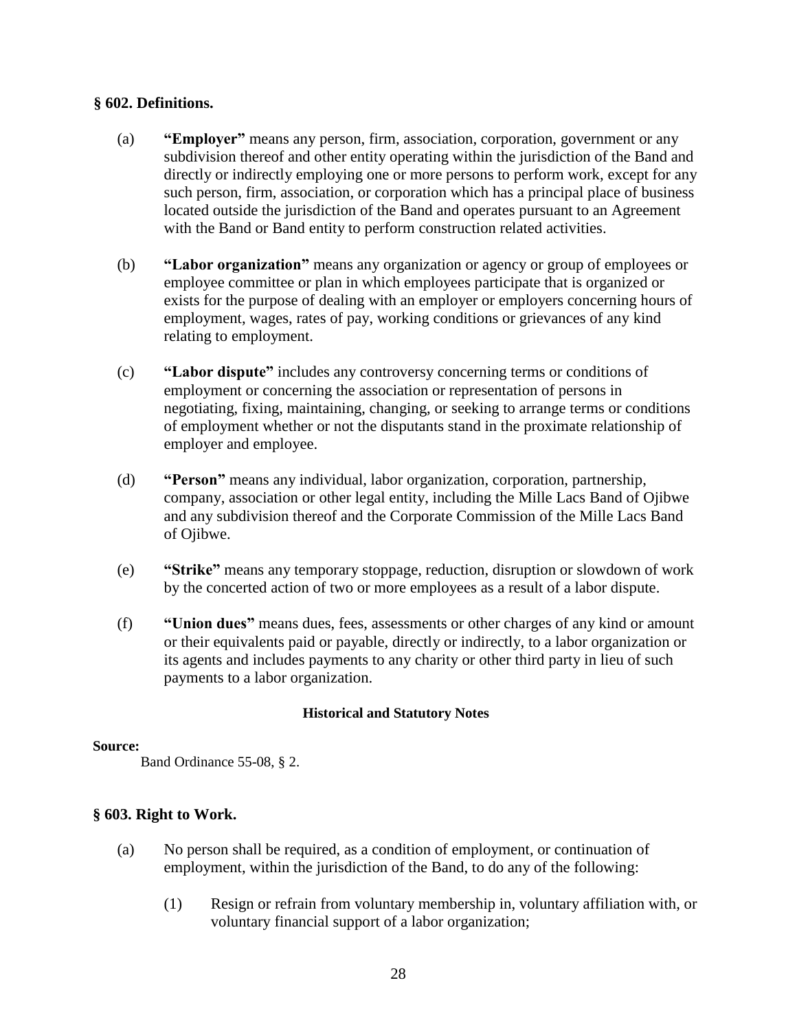### § 602. Definitions.

(a) **"Employer"** means any person, firm, association, corporation, government or any subdivision thereof and other entity operating within the jurisdiction of the Band and directly or indirectly employing one or more persons to perform work, except for any such person, firm, association, or corporation which has a principal place of business located outside the jurisdiction of the Band and operates pursuant to an Agreement with the Band or Band entity to perform construction related activities.

(b) **"Labor organization"** means any organization or agency or group of employees or employee committee or plan in which employees participate that is organized or exists for the purpose of dealing with an employer or employers concerning hours of employment, wages, rates of pay, working conditions or grievances of any kind relating to employment.

(c) **"Labor dispute"** includes any controversy concerning terms or conditions of employment or concerning the association or representation of persons in negotiating, fixing, maintaining, changing, or seeking to arrange terms or conditions of employment whether or not the disputants stand in the proximate relationship of employer and employee.

(d) **"Person"** means any individual, labor organization, corporation, partnership, company, association or other legal entity, including the Mille Lacs Band of Ojibwe and any subdivision thereof and the Corporate Commission of the Mille Lacs Band of Ojibwe.

(e) **"Strike"** means any temporary stoppage, reduction, disruption or slowdown of work by the concerted action of two or more employees as a result of a labor dispute.

(f) **"Union dues"** means dues, fees, assessments or other charges of any kind or amount or their equivalents paid or payable, directly or indirectly, to a labor organization or its agents and includes payments to any charity or other third party in lieu of such payments to a labor organization.

**Historical and Statutory Notes**

**Source:**

Band Ordinance 55-08, § 2.

### § 603. Right to Work.

(a) No person shall be required, as a condition of employment, or continuation of employment, within the jurisdiction of the Band, to do any of the following:

(1) Resign or refrain from voluntary membership in, voluntary affiliation with, or voluntary financial support of a labor organization;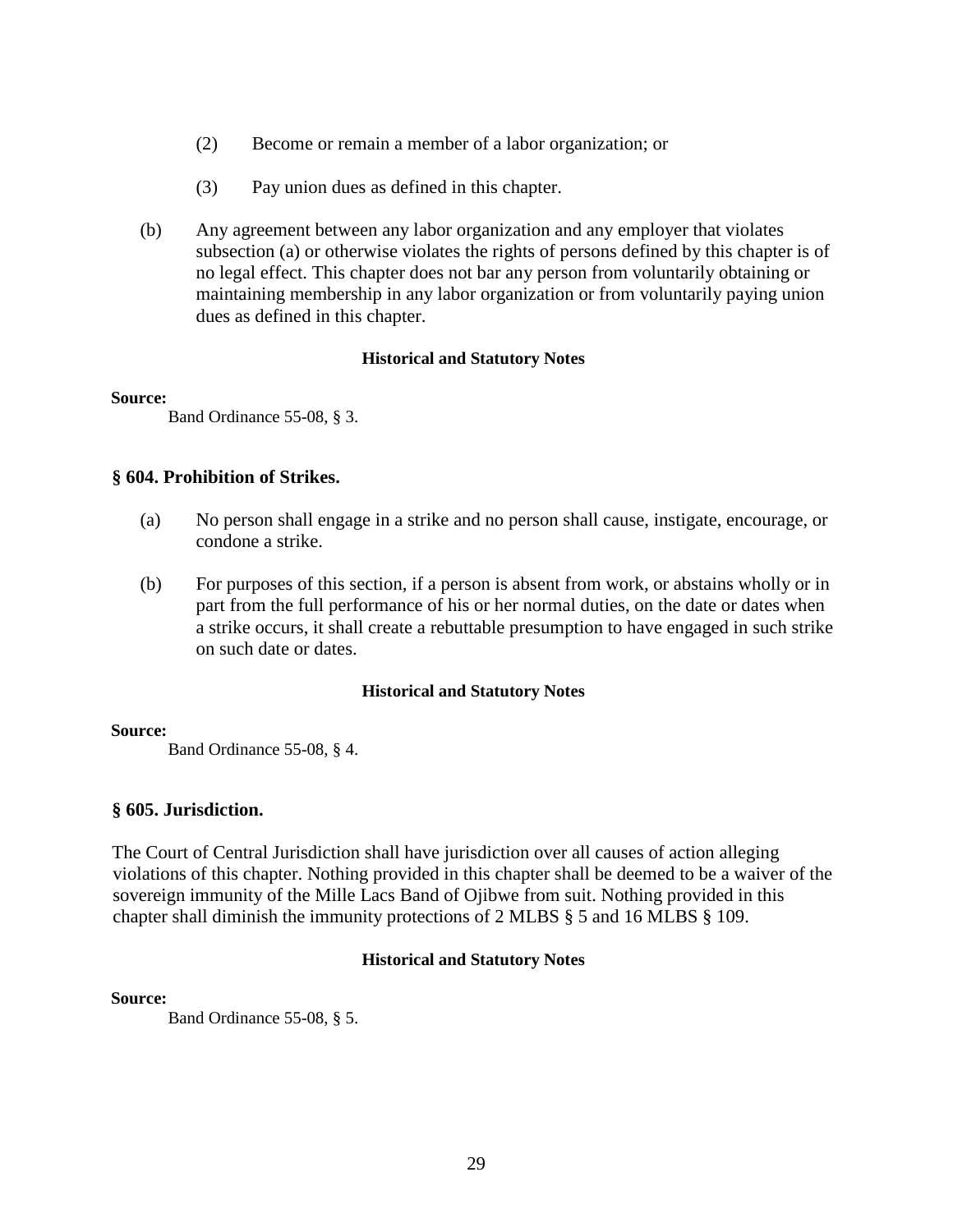(2) Become or remain a member of a labor organization; or

(3) Pay union dues as defined in this chapter.

(b) Any agreement between any labor organization and any employer that violates subsection (a) or otherwise violates the rights of persons defined by this chapter is of no legal effect. This chapter does not bar any person from voluntarily obtaining or maintaining membership in any labor organization or from voluntarily paying union dues as defined in this chapter.

**Historical and Statutory Notes**

**Source:**

Band Ordinance 55-08, § 3.

### § 604. Prohibition of Strikes.

(a) No person shall engage in a strike and no person shall cause, instigate, encourage, or condone a strike.

(b) For purposes of this section, if a person is absent from work, or abstains wholly or in part from the full performance of his or her normal duties, on the date or dates when a strike occurs, it shall create a rebuttable presumption to have engaged in such strike on such date or dates.

**Historical and Statutory Notes**

**Source:**

Band Ordinance 55-08, § 4.

### § 605. Jurisdiction.

The Court of Central Jurisdiction shall have jurisdiction over all causes of action alleging violations of this chapter. Nothing provided in this chapter shall be deemed to be a waiver of the sovereign immunity of the Mille Lacs Band of Ojibwe from suit. Nothing provided in this chapter shall diminish the immunity protections of 2 MLBS § 5 and 16 MLBS § 109.

**Historical and Statutory Notes**

**Source:**

Band Ordinance 55-08, § 5.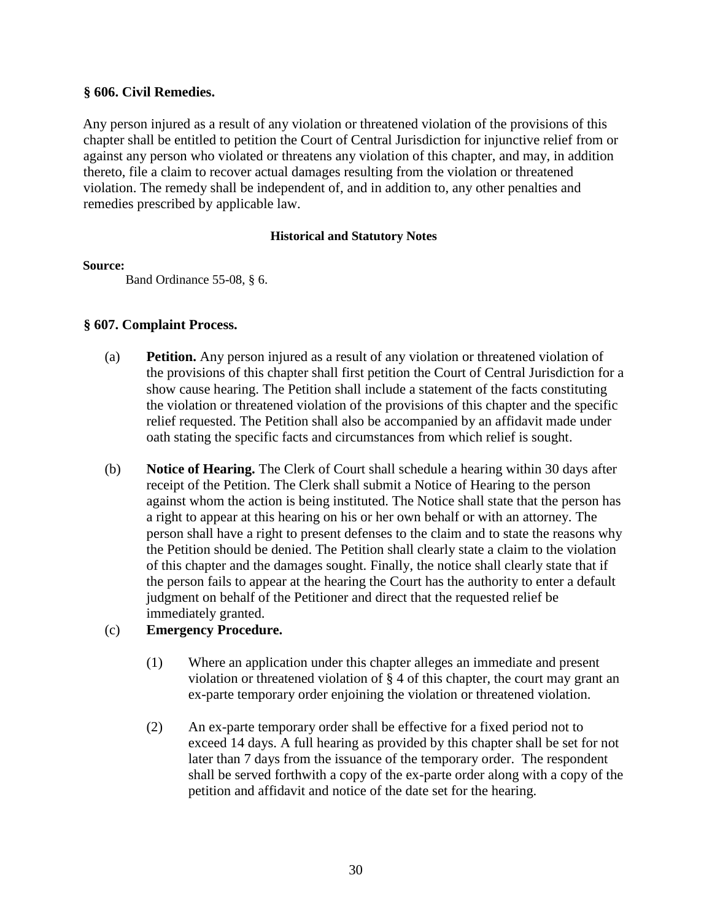### § 606. Civil Remedies.

Any person injured as a result of any violation or threatened violation of the provisions of this chapter shall be entitled to petition the Court of Central Jurisdiction for injunctive relief from or against any person who violated or threatens any violation of this chapter, and may, in addition thereto, file a claim to recover actual damages resulting from the violation or threatened violation. The remedy shall be independent of, and in addition to, any other penalties and remedies prescribed by applicable law.

#### Historical and Statutory Notes

**Source:**

Band Ordinance 55-08, § 6.

### § 607. Complaint Process.

(a) **Petition.** Any person injured as a result of any violation or threatened violation of the provisions of this chapter shall first petition the Court of Central Jurisdiction for a show cause hearing. The Petition shall include a statement of the facts constituting the violation or threatened violation of the provisions of this chapter and the specific relief requested. The Petition shall also be accompanied by an affidavit made under oath stating the specific facts and circumstances from which relief is sought.

(b) **Notice of Hearing.** The Clerk of Court shall schedule a hearing within 30 days after receipt of the Petition. The Clerk shall submit a Notice of Hearing to the person against whom the action is being instituted. The Notice shall state that the person has a right to appear at this hearing on his or her own behalf or with an attorney. The person shall have a right to present defenses to the claim and to state the reasons why the Petition should be denied. The Petition shall clearly state a claim to the violation of this chapter and the damages sought. Finally, the notice shall clearly state that if the person fails to appear at the hearing the Court has the authority to enter a default judgment on behalf of the Petitioner and direct that the requested relief be immediately granted.

(c) **Emergency Procedure.**

(1) Where an application under this chapter alleges an immediate and present violation or threatened violation of § 4 of this chapter, the court may grant an ex-parte temporary order enjoining the violation or threatened violation.

(2) An ex-parte temporary order shall be effective for a fixed period not to exceed 14 days. A full hearing as provided by this chapter shall be set for not later than 7 days from the issuance of the temporary order. The respondent shall be served forthwith a copy of the ex-parte order along with a copy of the petition and affidavit and notice of the date set for the hearing.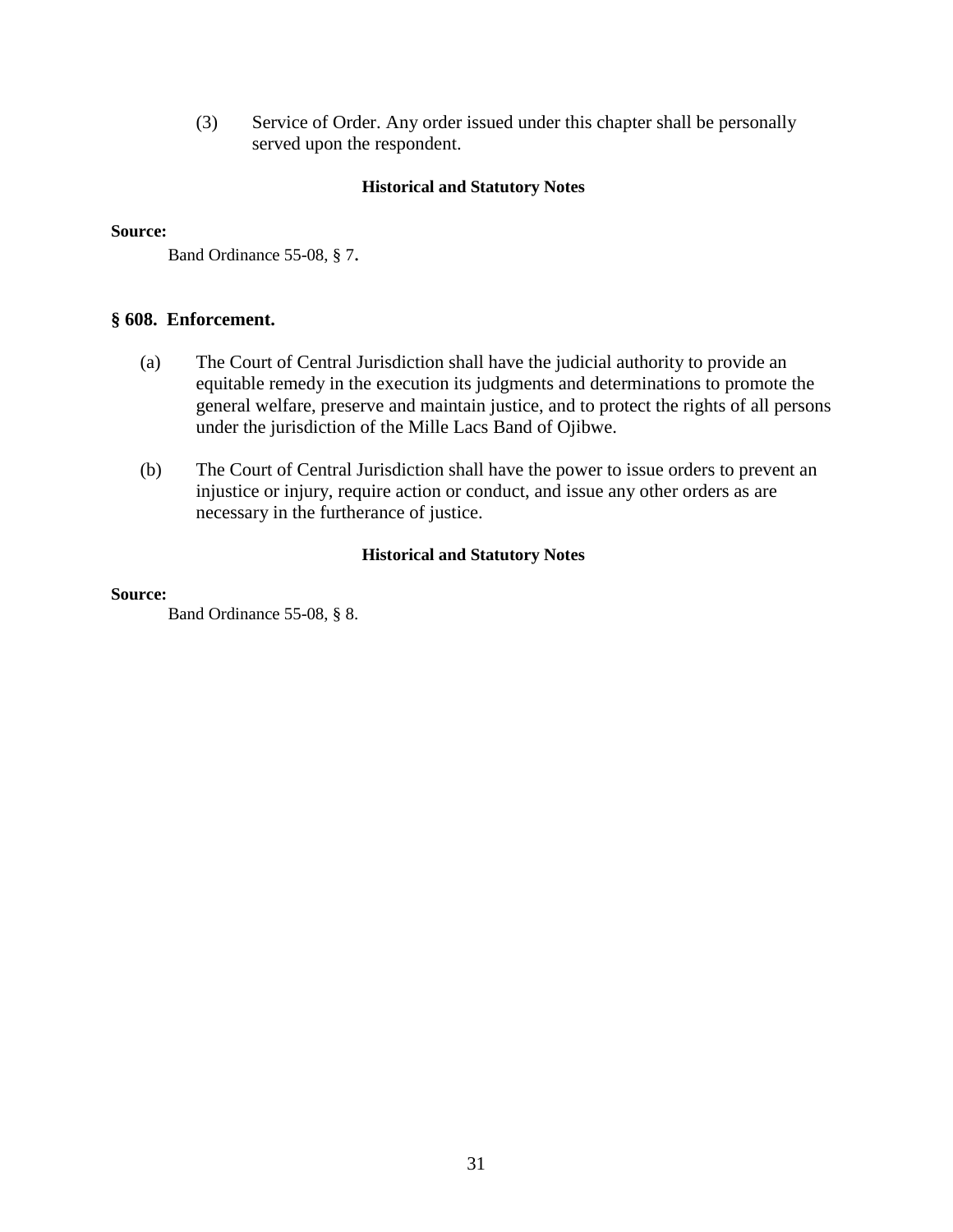(3) Service of Order. Any order issued under this chapter shall be personally served upon the respondent.

**Historical and Statutory Notes**

**Source:**

Band Ordinance 55-08, § 7.

### § 608. Enforcement.

(a) The Court of Central Jurisdiction shall have the judicial authority to provide an equitable remedy in the execution its judgments and determinations to promote the general welfare, preserve and maintain justice, and to protect the rights of all persons under the jurisdiction of the Mille Lacs Band of Ojibwe.

(b) The Court of Central Jurisdiction shall have the power to issue orders to prevent an injustice or injury, require action or conduct, and issue any other orders as are necessary in the furtherance of justice.

**Historical and Statutory Notes**

**Source:**

Band Ordinance 55-08, § 8.